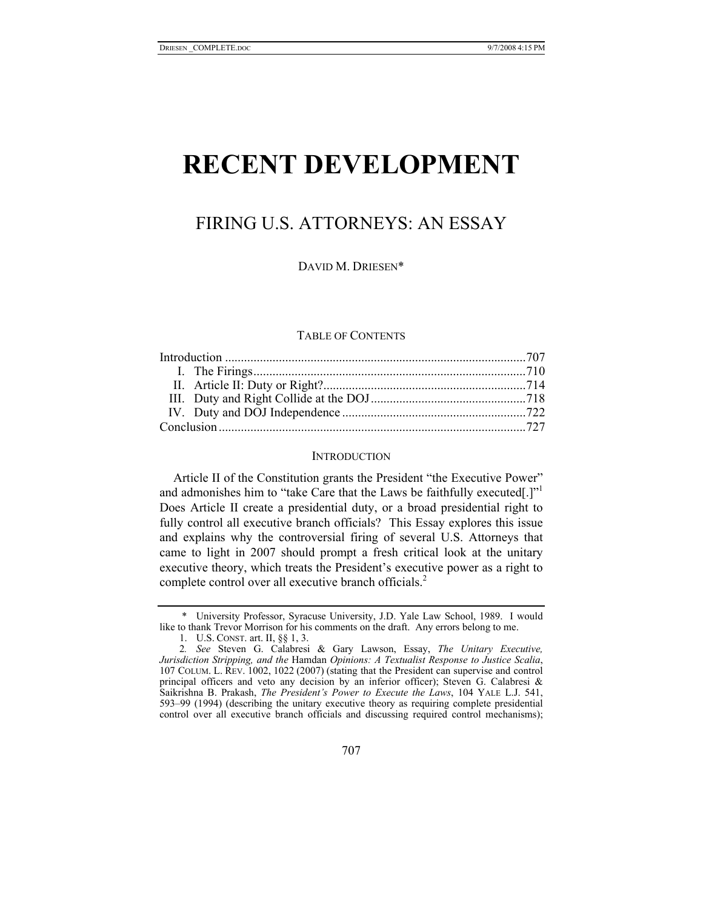# RECENT DEVELOPMENT

## FIRING U.S. ATTORNEYS: AN ESSAY

DAVID M. DRIESEN*

TABLE OF CONTENTS

| | |
|---|---|
| Introduction | 707 |
| I. The Firings | 710 |
| II. Article II: Duty or Right? | 714 |
| III. Duty and Right Collide at the DOJ | 718 |
| IV. Duty and DOJ Independence | 722 |
| Conclusion | 727 |

### INTRODUCTION

Article II of the Constitution grants the President "the Executive Power" and admonishes him to "take Care that the Laws be faithfully executed[.]"[1] Does Article II create a presidential duty, or a broad presidential right to fully control all executive branch officials? This Essay explores this issue and explains why the controversial firing of several U.S. Attorneys that came to light in 2007 should prompt a fresh critical look at the unitary executive theory, which treats the President's executive power as a right to complete control over all executive branch officials.[2]

---

\* University Professor, Syracuse University, J.D. Yale Law School, 1989. I would like to thank Trevor Morrison for his comments on the draft. Any errors belong to me.

1. U.S. CONST. art. II, §§ 1, 3.

2. *See* Steven G. Calabresi & Gary Lawson, Essay, *The Unitary Executive, Jurisdiction Stripping, and the* Hamdan *Opinions: A Textualist Response to Justice Scalia*, 107 COLUM. L. REV. 1002, 1022 (2007) (stating that the President can supervise and control principal officers and veto any decision by an inferior officer); Steven G. Calabresi & Saikrishna B. Prakash, *The President's Power to Execute the Laws*, 104 YALE L.J. 541, 593–99 (1994) (describing the unitary executive theory as requiring complete presidential control over all executive branch officials and discussing required control mechanisms);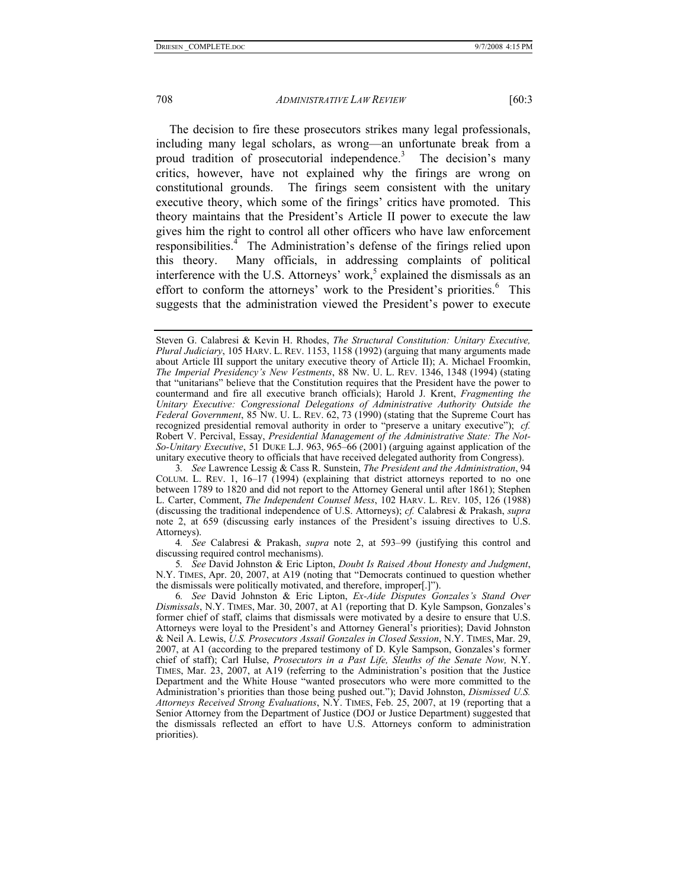The decision to fire these prosecutors strikes many legal professionals, including many legal scholars, as wrong—an unfortunate break from a proud tradition of prosecutorial independence.[3] The decision's many critics, however, have not explained why the firings are wrong on constitutional grounds. The firings seem consistent with the unitary executive theory, which some of the firings' critics have promoted. This theory maintains that the President's Article II power to execute the law gives him the right to control all other officers who have law enforcement responsibilities.[4] The Administration's defense of the firings relied upon this theory. Many officials, in addressing complaints of political interference with the U.S. Attorneys' work,[5] explained the dismissals as an effort to conform the attorneys' work to the President's priorities.[6] This suggests that the administration viewed the President's power to execute

---

Steven G. Calabresi & Kevin H. Rhodes, *The Structural Constitution: Unitary Executive, Plural Judiciary*, 105 HARV. L. REV. 1153, 1158 (1992) (arguing that many arguments made about Article III support the unitary executive theory of Article II); A. Michael Froomkin, *The Imperial Presidency's New Vestments*, 88 NW. U. L. REV. 1346, 1348 (1994) (stating that "unitarians" believe that the Constitution requires that the President have the power to countermand and fire all executive branch officials); Harold J. Krent, *Fragmenting the Unitary Executive: Congressional Delegations of Administrative Authority Outside the Federal Government*, 85 NW. U. L. REV. 62, 73 (1990) (stating that the Supreme Court has recognized presidential removal authority in order to "preserve a unitary executive"); *cf.* Robert V. Percival, Essay, *Presidential Management of the Administrative State: The Not-So-Unitary Executive*, 51 DUKE L.J. 963, 965–66 (2001) (arguing against application of the unitary executive theory to officials that have received delegated authority from Congress).

3. *See* Lawrence Lessig & Cass R. Sunstein, *The President and the Administration*, 94 COLUM. L. REV. 1, 16–17 (1994) (explaining that district attorneys reported to no one between 1789 to 1820 and did not report to the Attorney General until after 1861); Stephen L. Carter, Comment, *The Independent Counsel Mess*, 102 HARV. L. REV. 105, 126 (1988) (discussing the traditional independence of U.S. Attorneys); *cf.* Calabresi & Prakash, *supra* note 2, at 659 (discussing early instances of the President's issuing directives to U.S. Attorneys).

4. *See* Calabresi & Prakash, *supra* note 2, at 593–99 (justifying this control and discussing required control mechanisms).

5. *See* David Johnston & Eric Lipton, *Doubt Is Raised About Honesty and Judgment*, N.Y. TIMES, Apr. 20, 2007, at A19 (noting that "Democrats continued to question whether the dismissals were politically motivated, and therefore, improper[.]").

6. *See* David Johnston & Eric Lipton, *Ex-Aide Disputes Gonzales's Stand Over Dismissals*, N.Y. TIMES, Mar. 30, 2007, at A1 (reporting that D. Kyle Sampson, Gonzales's former chief of staff, claims that dismissals were motivated by a desire to ensure that U.S. Attorneys were loyal to the President's and Attorney General's priorities); David Johnston & Neil A. Lewis, *U.S. Prosecutors Assail Gonzales in Closed Session*, N.Y. TIMES, Mar. 29, 2007, at A1 (according to the prepared testimony of D. Kyle Sampson, Gonzales's former chief of staff); Carl Hulse, *Prosecutors in a Past Life, Sleuths of the Senate Now,* N.Y. TIMES, Mar. 23, 2007, at A19 (referring to the Administration's position that the Justice Department and the White House "wanted prosecutors who were more committed to the Administration's priorities than those being pushed out."); David Johnston, *Dismissed U.S. Attorneys Received Strong Evaluations*, N.Y. TIMES, Feb. 25, 2007, at 19 (reporting that a Senior Attorney from the Department of Justice (DOJ or Justice Department) suggested that the dismissals reflected an effort to have U.S. Attorneys conform to administration priorities).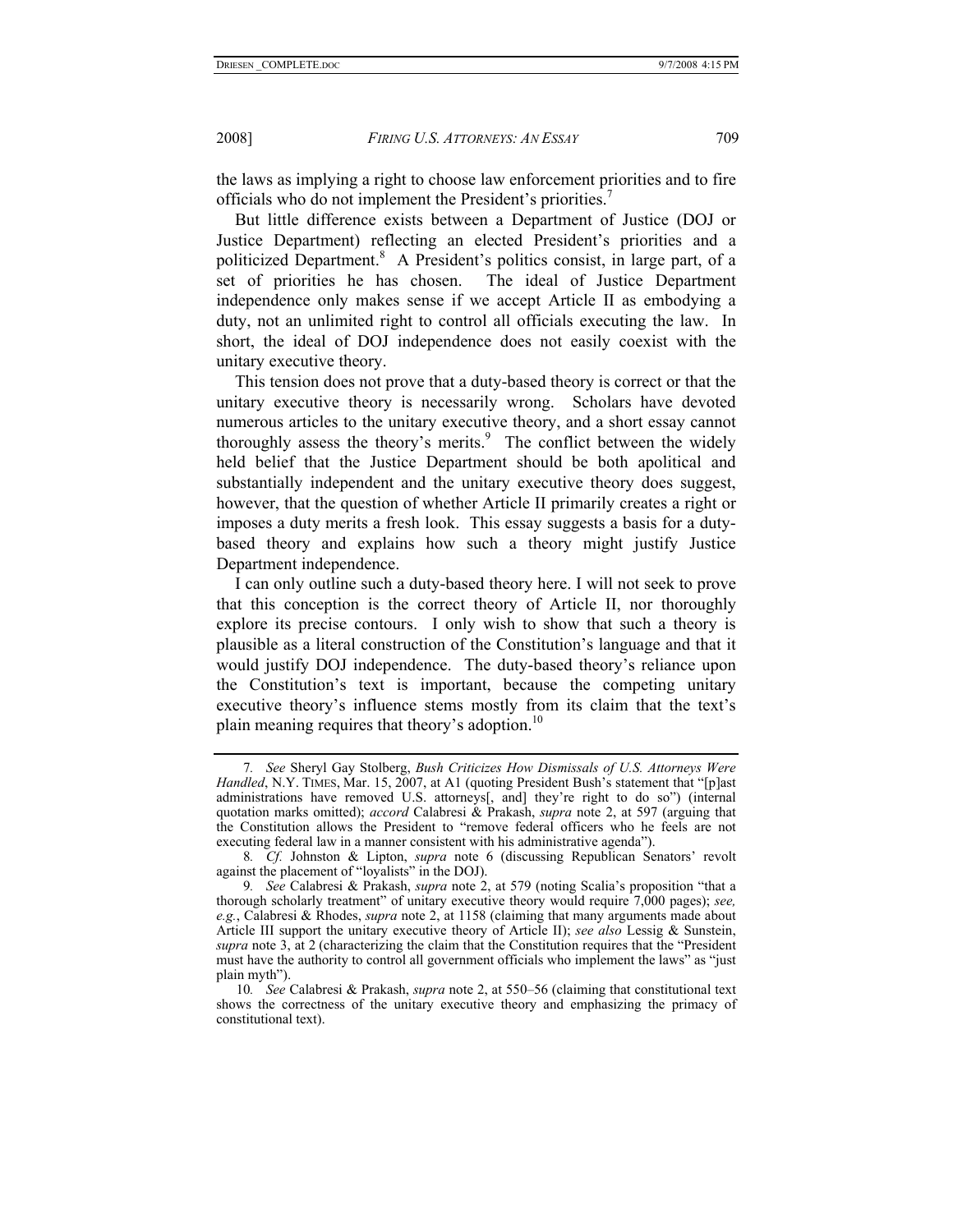the laws as implying a right to choose law enforcement priorities and to fire officials who do not implement the President's priorities.[7]

But little difference exists between a Department of Justice (DOJ or Justice Department) reflecting an elected President's priorities and a politicized Department.[8] A President's politics consist, in large part, of a set of priorities he has chosen. The ideal of Justice Department independence only makes sense if we accept Article II as embodying a duty, not an unlimited right to control all officials executing the law. In short, the ideal of DOJ independence does not easily coexist with the unitary executive theory.

This tension does not prove that a duty-based theory is correct or that the unitary executive theory is necessarily wrong. Scholars have devoted numerous articles to the unitary executive theory, and a short essay cannot thoroughly assess the theory's merits.[9] The conflict between the widely held belief that the Justice Department should be both apolitical and substantially independent and the unitary executive theory does suggest, however, that the question of whether Article II primarily creates a right or imposes a duty merits a fresh look. This essay suggests a basis for a duty-based theory and explains how such a theory might justify Justice Department independence.

I can only outline such a duty-based theory here. I will not seek to prove that this conception is the correct theory of Article II, nor thoroughly explore its precise contours. I only wish to show that such a theory is plausible as a literal construction of the Constitution's language and that it would justify DOJ independence. The duty-based theory's reliance upon the Constitution's text is important, because the competing unitary executive theory's influence stems mostly from its claim that the text's plain meaning requires that theory's adoption.[10]

---

7. *See* Sheryl Gay Stolberg, *Bush Criticizes How Dismissals of U.S. Attorneys Were Handled*, N.Y. TIMES, Mar. 15, 2007, at A1 (quoting President Bush's statement that "[p]ast administrations have removed U.S. attorneys[, and] they're right to do so") (internal quotation marks omitted); *accord* Calabresi & Prakash, *supra* note 2, at 597 (arguing that the Constitution allows the President to "remove federal officers who he feels are not executing federal law in a manner consistent with his administrative agenda").

8. *Cf.* Johnston & Lipton, *supra* note 6 (discussing Republican Senators' revolt against the placement of "loyalists" in the DOJ).

9. *See* Calabresi & Prakash, *supra* note 2, at 579 (noting Scalia's proposition "that a thorough scholarly treatment" of unitary executive theory would require 7,000 pages); *see, e.g.*, Calabresi & Rhodes, *supra* note 2, at 1158 (claiming that many arguments made about Article III support the unitary executive theory of Article II); *see also* Lessig & Sunstein, *supra* note 3, at 2 (characterizing the claim that the Constitution requires that the "President must have the authority to control all government officials who implement the laws" as "just plain myth").

10. *See* Calabresi & Prakash, *supra* note 2, at 550–56 (claiming that constitutional text shows the correctness of the unitary executive theory and emphasizing the primacy of constitutional text).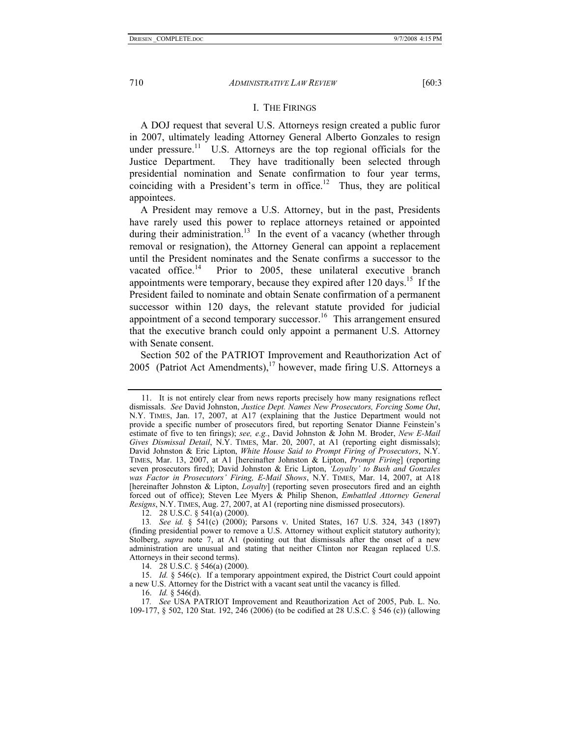## I. THE FIRINGS

A DOJ request that several U.S. Attorneys resign created a public furor in 2007, ultimately leading Attorney General Alberto Gonzales to resign under pressure.[11] U.S. Attorneys are the top regional officials for the Justice Department. They have traditionally been selected through presidential nomination and Senate confirmation to four year terms, coinciding with a President's term in office.[12] Thus, they are political appointees.

A President may remove a U.S. Attorney, but in the past, Presidents have rarely used this power to replace attorneys retained or appointed during their administration.[13] In the event of a vacancy (whether through removal or resignation), the Attorney General can appoint a replacement until the President nominates and the Senate confirms a successor to the vacated office.[14] Prior to 2005, these unilateral executive branch appointments were temporary, because they expired after 120 days.[15] If the President failed to nominate and obtain Senate confirmation of a permanent successor within 120 days, the relevant statute provided for judicial appointment of a second temporary successor.[16] This arrangement ensured that the executive branch could only appoint a permanent U.S. Attorney with Senate consent.

Section 502 of the PATRIOT Improvement and Reauthorization Act of 2005 (Patriot Act Amendments),[17] however, made firing U.S. Attorneys a

---

11. It is not entirely clear from news reports precisely how many resignations reflect dismissals. *See* David Johnston, *Justice Dept. Names New Prosecutors, Forcing Some Out*, N.Y. TIMES, Jan. 17, 2007, at A17 (explaining that the Justice Department would not provide a specific number of prosecutors fired, but reporting Senator Dianne Feinstein's estimate of five to ten firings); *see, e.g.*, David Johnston & John M. Broder, *New E-Mail Gives Dismissal Detail*, N.Y. TIMES, Mar. 20, 2007, at A1 (reporting eight dismissals); David Johnston & Eric Lipton, *White House Said to Prompt Firing of Prosecutors*, N.Y. TIMES, Mar. 13, 2007, at A1 [hereinafter Johnston & Lipton, *Prompt Firing*] (reporting seven prosecutors fired); David Johnston & Eric Lipton, *'Loyalty' to Bush and Gonzales was Factor in Prosecutors' Firing, E-Mail Shows*, N.Y. TIMES, Mar. 14, 2007, at A18 [hereinafter Johnston & Lipton, *Loyalty*] (reporting seven prosecutors fired and an eighth forced out of office); Steven Lee Myers & Philip Shenon, *Embattled Attorney General Resigns*, N.Y. TIMES, Aug. 27, 2007, at A1 (reporting nine dismissed prosecutors).

12. 28 U.S.C. § 541(a) (2000).

13. *See id.* § 541(c) (2000); Parsons v. United States, 167 U.S. 324, 343 (1897) (finding presidential power to remove a U.S. Attorney without explicit statutory authority); Stolberg, *supra* note 7, at A1 (pointing out that dismissals after the onset of a new administration are unusual and stating that neither Clinton nor Reagan replaced U.S. Attorneys in their second terms).

14. 28 U.S.C. § 546(a) (2000).

15. *Id.* § 546(c). If a temporary appointment expired, the District Court could appoint a new U.S. Attorney for the District with a vacant seat until the vacancy is filled.

16. *Id.* § 546(d).

17. *See* USA PATRIOT Improvement and Reauthorization Act of 2005, Pub. L. No. 109-177, § 502, 120 Stat. 192, 246 (2006) (to be codified at 28 U.S.C. § 546 (c)) (allowing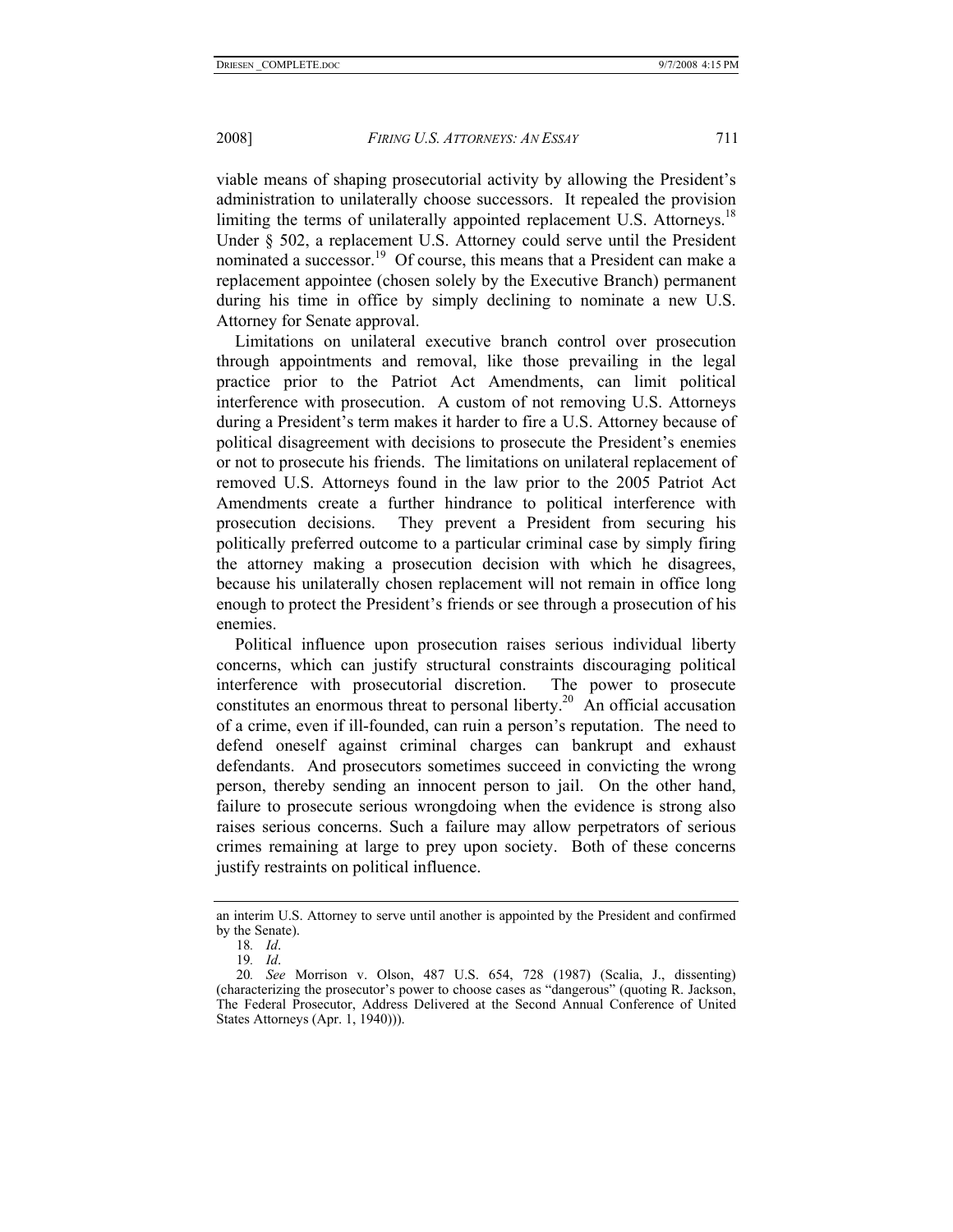viable means of shaping prosecutorial activity by allowing the President's administration to unilaterally choose successors. It repealed the provision limiting the terms of unilaterally appointed replacement U.S. Attorneys.[18] Under § 502, a replacement U.S. Attorney could serve until the President nominated a successor.[19] Of course, this means that a President can make a replacement appointee (chosen solely by the Executive Branch) permanent during his time in office by simply declining to nominate a new U.S. Attorney for Senate approval.

Limitations on unilateral executive branch control over prosecution through appointments and removal, like those prevailing in the legal practice prior to the Patriot Act Amendments, can limit political interference with prosecution. A custom of not removing U.S. Attorneys during a President's term makes it harder to fire a U.S. Attorney because of political disagreement with decisions to prosecute the President's enemies or not to prosecute his friends. The limitations on unilateral replacement of removed U.S. Attorneys found in the law prior to the 2005 Patriot Act Amendments create a further hindrance to political interference with prosecution decisions. They prevent a President from securing his politically preferred outcome to a particular criminal case by simply firing the attorney making a prosecution decision with which he disagrees, because his unilaterally chosen replacement will not remain in office long enough to protect the President's friends or see through a prosecution of his enemies.

Political influence upon prosecution raises serious individual liberty concerns, which can justify structural constraints discouraging political interference with prosecutorial discretion. The power to prosecute constitutes an enormous threat to personal liberty.[20] An official accusation of a crime, even if ill-founded, can ruin a person's reputation. The need to defend oneself against criminal charges can bankrupt and exhaust defendants. And prosecutors sometimes succeed in convicting the wrong person, thereby sending an innocent person to jail. On the other hand, failure to prosecute serious wrongdoing when the evidence is strong also raises serious concerns. Such a failure may allow perpetrators of serious crimes remaining at large to prey upon society. Both of these concerns justify restraints on political influence.

---

an interim U.S. Attorney to serve until another is appointed by the President and confirmed by the Senate).

18. *Id*.

19. *Id*.

20. *See* Morrison v. Olson, 487 U.S. 654, 728 (1987) (Scalia, J., dissenting) (characterizing the prosecutor's power to choose cases as "dangerous" (quoting R. Jackson, The Federal Prosecutor, Address Delivered at the Second Annual Conference of United States Attorneys (Apr. 1, 1940))).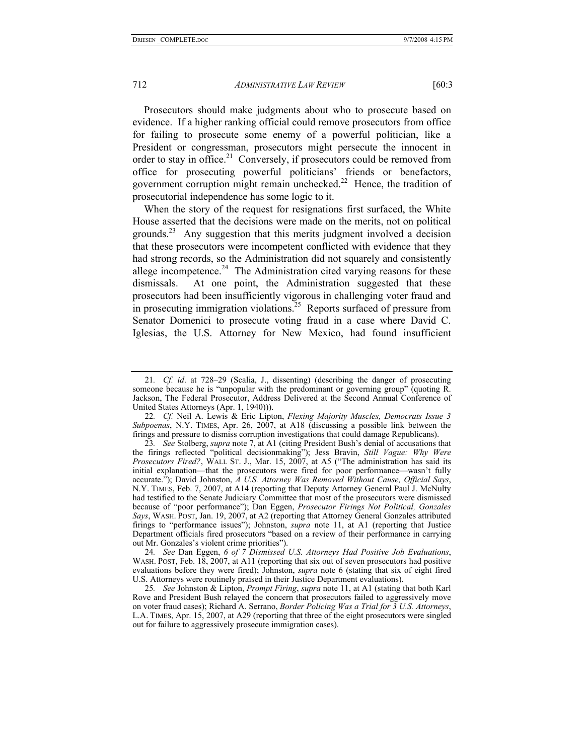Prosecutors should make judgments about who to prosecute based on evidence. If a higher ranking official could remove prosecutors from office for failing to prosecute some enemy of a powerful politician, like a President or congressman, prosecutors might persecute the innocent in order to stay in office.[21] Conversely, if prosecutors could be removed from office for prosecuting powerful politicians' friends or benefactors, government corruption might remain unchecked.[22] Hence, the tradition of prosecutorial independence has some logic to it.

When the story of the request for resignations first surfaced, the White House asserted that the decisions were made on the merits, not on political grounds.[23] Any suggestion that this merits judgment involved a decision that these prosecutors were incompetent conflicted with evidence that they had strong records, so the Administration did not squarely and consistently allege incompetence.[24] The Administration cited varying reasons for these dismissals. At one point, the Administration suggested that these prosecutors had been insufficiently vigorous in challenging voter fraud and in prosecuting immigration violations.[25] Reports surfaced of pressure from Senator Domenici to prosecute voting fraud in a case where David C. Iglesias, the U.S. Attorney for New Mexico, had found insufficient

---

21. *Cf. id*. at 728–29 (Scalia, J., dissenting) (describing the danger of prosecuting someone because he is "unpopular with the predominant or governing group" (quoting R. Jackson, The Federal Prosecutor, Address Delivered at the Second Annual Conference of United States Attorneys (Apr. 1, 1940))).

22. *Cf.* Neil A. Lewis & Eric Lipton, *Flexing Majority Muscles, Democrats Issue 3 Subpoenas*, N.Y. TIMES, Apr. 26, 2007, at A18 (discussing a possible link between the firings and pressure to dismiss corruption investigations that could damage Republicans).

23. *See* Stolberg, *supra* note 7, at A1 (citing President Bush's denial of accusations that the firings reflected "political decisionmaking"); Jess Bravin, *Still Vague: Why Were Prosecutors Fired?*, WALL ST. J., Mar. 15, 2007, at A5 ("The administration has said its initial explanation—that the prosecutors were fired for poor performance—wasn't fully accurate."); David Johnston, *A U.S. Attorney Was Removed Without Cause, Official Says*, N.Y. TIMES, Feb. 7, 2007, at A14 (reporting that Deputy Attorney General Paul J. McNulty had testified to the Senate Judiciary Committee that most of the prosecutors were dismissed because of "poor performance"); Dan Eggen, *Prosecutor Firings Not Political, Gonzales Says*, WASH. POST, Jan. 19, 2007, at A2 (reporting that Attorney General Gonzales attributed firings to "performance issues"); Johnston, *supra* note 11, at A1 (reporting that Justice Department officials fired prosecutors "based on a review of their performance in carrying out Mr. Gonzales's violent crime priorities").

24. *See* Dan Eggen, *6 of 7 Dismissed U.S. Attorneys Had Positive Job Evaluations*, WASH. POST, Feb. 18, 2007, at A11 (reporting that six out of seven prosecutors had positive evaluations before they were fired); Johnston, *supra* note 6 (stating that six of eight fired U.S. Attorneys were routinely praised in their Justice Department evaluations).

25. *See* Johnston & Lipton, *Prompt Firing*, *supra* note 11, at A1 (stating that both Karl Rove and President Bush relayed the concern that prosecutors failed to aggressively move on voter fraud cases); Richard A. Serrano, *Border Policing Was a Trial for 3 U.S. Attorneys*, L.A. TIMES, Apr. 15, 2007, at A29 (reporting that three of the eight prosecutors were singled out for failure to aggressively prosecute immigration cases).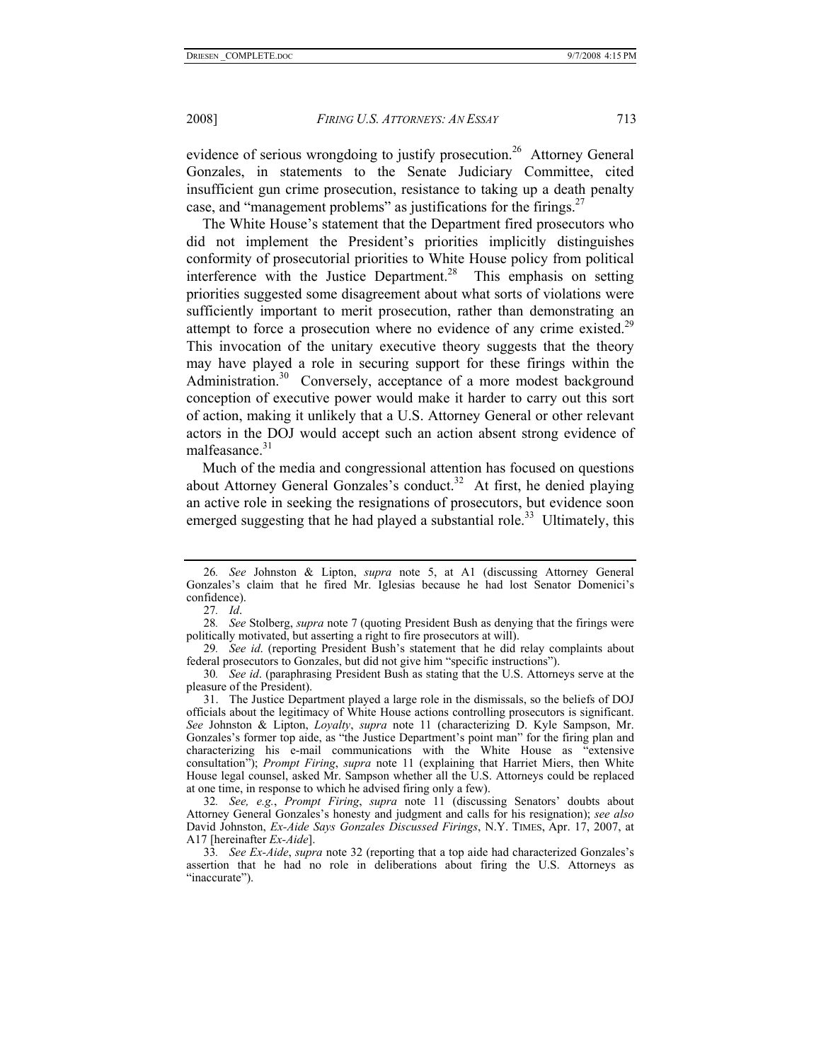evidence of serious wrongdoing to justify prosecution.[26] Attorney General Gonzales, in statements to the Senate Judiciary Committee, cited insufficient gun crime prosecution, resistance to taking up a death penalty case, and "management problems" as justifications for the firings.[27]

The White House's statement that the Department fired prosecutors who did not implement the President's priorities implicitly distinguishes conformity of prosecutorial priorities to White House policy from political interference with the Justice Department.[28] This emphasis on setting priorities suggested some disagreement about what sorts of violations were sufficiently important to merit prosecution, rather than demonstrating an attempt to force a prosecution where no evidence of any crime existed.[29] This invocation of the unitary executive theory suggests that the theory may have played a role in securing support for these firings within the Administration.[30] Conversely, acceptance of a more modest background conception of executive power would make it harder to carry out this sort of action, making it unlikely that a U.S. Attorney General or other relevant actors in the DOJ would accept such an action absent strong evidence of malfeasance.[31]

Much of the media and congressional attention has focused on questions about Attorney General Gonzales's conduct.[32] At first, he denied playing an active role in seeking the resignations of prosecutors, but evidence soon emerged suggesting that he had played a substantial role.[33] Ultimately, this

---

26. *See* Johnston & Lipton, *supra* note 5, at A1 (discussing Attorney General Gonzales's claim that he fired Mr. Iglesias because he had lost Senator Domenici's confidence).

27. *Id*.

28. *See* Stolberg, *supra* note 7 (quoting President Bush as denying that the firings were politically motivated, but asserting a right to fire prosecutors at will).

29. *See id*. (reporting President Bush's statement that he did relay complaints about federal prosecutors to Gonzales, but did not give him "specific instructions").

30. *See id*. (paraphrasing President Bush as stating that the U.S. Attorneys serve at the pleasure of the President).

31. The Justice Department played a large role in the dismissals, so the beliefs of DOJ officials about the legitimacy of White House actions controlling prosecutors is significant. *See* Johnston & Lipton, *Loyalty*, *supra* note 11 (characterizing D. Kyle Sampson, Mr. Gonzales's former top aide, as "the Justice Department's point man" for the firing plan and characterizing his e-mail communications with the White House as "extensive consultation"); *Prompt Firing*, *supra* note 11 (explaining that Harriet Miers, then White House legal counsel, asked Mr. Sampson whether all the U.S. Attorneys could be replaced at one time, in response to which he advised firing only a few).

32. *See, e.g.*, *Prompt Firing*, *supra* note 11 (discussing Senators' doubts about Attorney General Gonzales's honesty and judgment and calls for his resignation); *see also* David Johnston, *Ex-Aide Says Gonzales Discussed Firings*, N.Y. TIMES, Apr. 17, 2007, at A17 [hereinafter *Ex-Aide*].

33. *See Ex-Aide*, *supra* note 32 (reporting that a top aide had characterized Gonzales's assertion that he had no role in deliberations about firing the U.S. Attorneys as "inaccurate").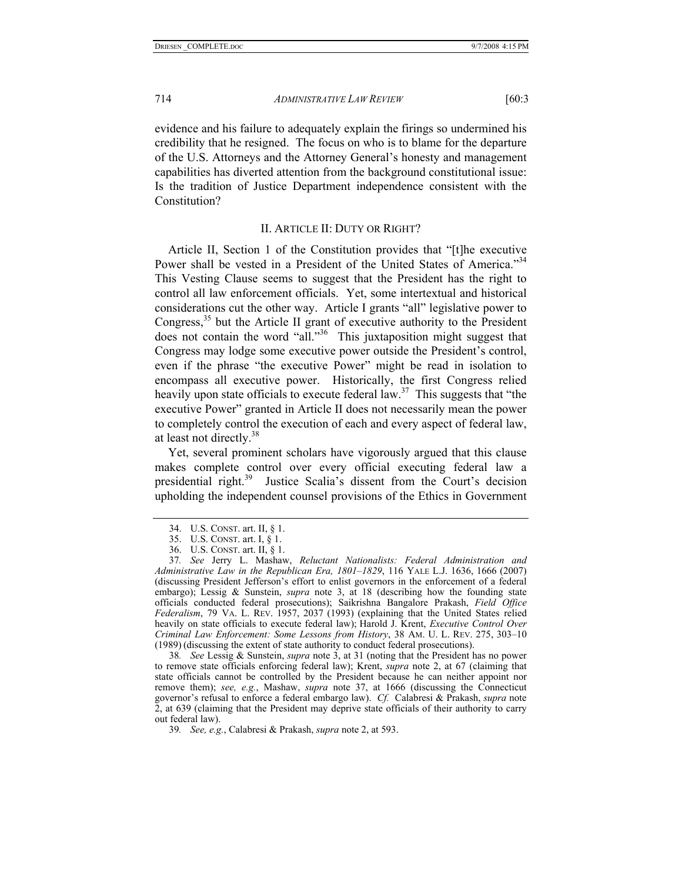evidence and his failure to adequately explain the firings so undermined his credibility that he resigned. The focus on who is to blame for the departure of the U.S. Attorneys and the Attorney General's honesty and management capabilities has diverted attention from the background constitutional issue: Is the tradition of Justice Department independence consistent with the Constitution?

## II. ARTICLE II: DUTY OR RIGHT?

Article II, Section 1 of the Constitution provides that "[t]he executive Power shall be vested in a President of the United States of America."[34] This Vesting Clause seems to suggest that the President has the right to control all law enforcement officials. Yet, some intertextual and historical considerations cut the other way. Article I grants "all" legislative power to Congress,[35] but the Article II grant of executive authority to the President does not contain the word "all."[36] This juxtaposition might suggest that Congress may lodge some executive power outside the President's control, even if the phrase "the executive Power" might be read in isolation to encompass all executive power. Historically, the first Congress relied heavily upon state officials to execute federal law.[37] This suggests that "the executive Power" granted in Article II does not necessarily mean the power to completely control the execution of each and every aspect of federal law, at least not directly.[38]

Yet, several prominent scholars have vigorously argued that this clause makes complete control over every official executing federal law a presidential right.[39] Justice Scalia's dissent from the Court's decision upholding the independent counsel provisions of the Ethics in Government

---

34. U.S. CONST. art. II, § 1.

35. U.S. CONST. art. I, § 1.

36. U.S. CONST. art. II, § 1.

37. *See* Jerry L. Mashaw, *Reluctant Nationalists: Federal Administration and Administrative Law in the Republican Era, 1801–1829*, 116 YALE L.J. 1636, 1666 (2007) (discussing President Jefferson's effort to enlist governors in the enforcement of a federal embargo); Lessig & Sunstein, *supra* note 3, at 18 (describing how the founding state officials conducted federal prosecutions); Saikrishna Bangalore Prakash, *Field Office Federalism*, 79 VA. L. REV. 1957, 2037 (1993) (explaining that the United States relied heavily on state officials to execute federal law); Harold J. Krent, *Executive Control Over Criminal Law Enforcement: Some Lessons from History*, 38 AM. U. L. REV. 275, 303–10 (1989) (discussing the extent of state authority to conduct federal prosecutions).

38. *See* Lessig & Sunstein, *supra* note 3, at 31 (noting that the President has no power to remove state officials enforcing federal law); Krent, *supra* note 2, at 67 (claiming that state officials cannot be controlled by the President because he can neither appoint nor remove them); *see, e.g.*, Mashaw, *supra* note 37, at 1666 (discussing the Connecticut governor's refusal to enforce a federal embargo law). *Cf.* Calabresi & Prakash, *supra* note 2, at 639 (claiming that the President may deprive state officials of their authority to carry out federal law).

39. *See, e.g.*, Calabresi & Prakash, *supra* note 2, at 593.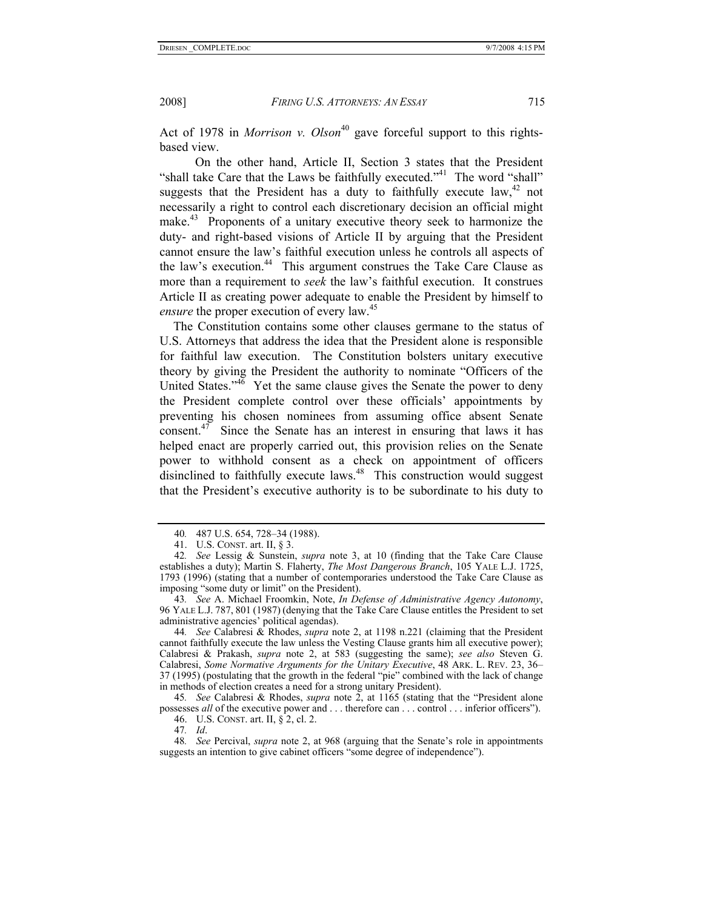Act of 1978 in *Morrison v. Olson*[40] gave forceful support to this rights-based view.

On the other hand, Article II, Section 3 states that the President "shall take Care that the Laws be faithfully executed."[41] The word "shall" suggests that the President has a duty to faithfully execute law,[42] not necessarily a right to control each discretionary decision an official might make.[43] Proponents of a unitary executive theory seek to harmonize the duty- and right-based visions of Article II by arguing that the President cannot ensure the law's faithful execution unless he controls all aspects of the law's execution.[44] This argument construes the Take Care Clause as more than a requirement to *seek* the law's faithful execution. It construes Article II as creating power adequate to enable the President by himself to *ensure* the proper execution of every law.[45]

The Constitution contains some other clauses germane to the status of U.S. Attorneys that address the idea that the President alone is responsible for faithful law execution. The Constitution bolsters unitary executive theory by giving the President the authority to nominate "Officers of the United States."[46] Yet the same clause gives the Senate the power to deny the President complete control over these officials' appointments by preventing his chosen nominees from assuming office absent Senate consent.[47] Since the Senate has an interest in ensuring that laws it has helped enact are properly carried out, this provision relies on the Senate power to withhold consent as a check on appointment of officers disinclined to faithfully execute laws.[48] This construction would suggest that the President's executive authority is to be subordinate to his duty to

---

40. 487 U.S. 654, 728–34 (1988).

41. U.S. CONST. art. II, § 3.

42. *See* Lessig & Sunstein, *supra* note 3, at 10 (finding that the Take Care Clause establishes a duty); Martin S. Flaherty, *The Most Dangerous Branch*, 105 YALE L.J. 1725, 1793 (1996) (stating that a number of contemporaries understood the Take Care Clause as imposing "some duty or limit" on the President).

43. *See* A. Michael Froomkin, Note, *In Defense of Administrative Agency Autonomy*, 96 YALE L.J. 787, 801 (1987) (denying that the Take Care Clause entitles the President to set administrative agencies' political agendas).

44. *See* Calabresi & Rhodes, *supra* note 2, at 1198 n.221 (claiming that the President cannot faithfully execute the law unless the Vesting Clause grants him all executive power); Calabresi & Prakash, *supra* note 2, at 583 (suggesting the same); *see also* Steven G. Calabresi, *Some Normative Arguments for the Unitary Executive*, 48 ARK. L. REV. 23, 36–37 (1995) (postulating that the growth in the federal "pie" combined with the lack of change in methods of election creates a need for a strong unitary President).

45. *See* Calabresi & Rhodes, *supra* note 2, at 1165 (stating that the "President alone possesses *all* of the executive power and . . . therefore can . . . control . . . inferior officers").

46. U.S. CONST. art. II, § 2, cl. 2.

47. *Id*.

48. *See* Percival, *supra* note 2, at 968 (arguing that the Senate's role in appointments suggests an intention to give cabinet officers "some degree of independence").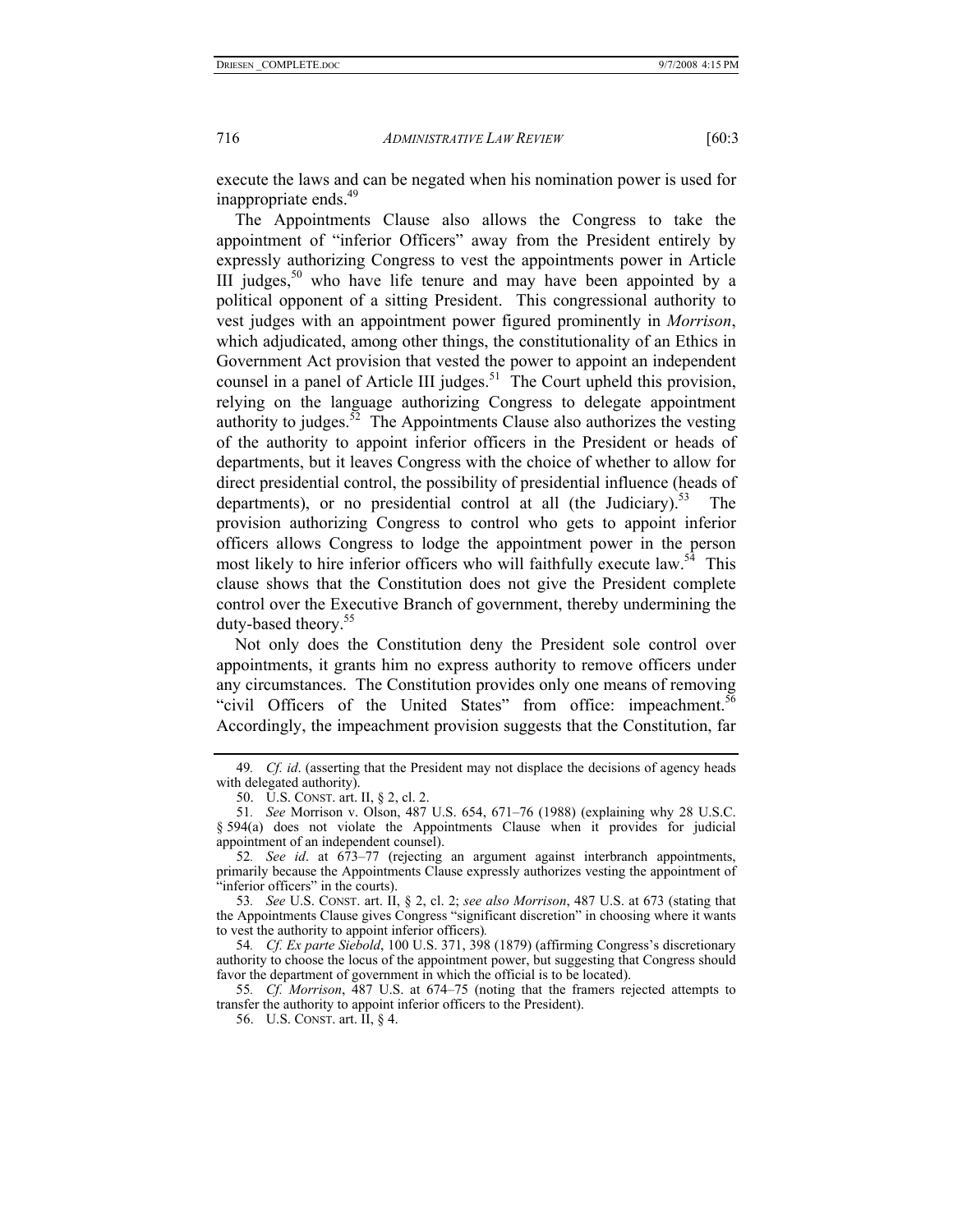execute the laws and can be negated when his nomination power is used for inappropriate ends.[49]

The Appointments Clause also allows the Congress to take the appointment of "inferior Officers" away from the President entirely by expressly authorizing Congress to vest the appointments power in Article III judges,[50] who have life tenure and may have been appointed by a political opponent of a sitting President. This congressional authority to vest judges with an appointment power figured prominently in *Morrison*, which adjudicated, among other things, the constitutionality of an Ethics in Government Act provision that vested the power to appoint an independent counsel in a panel of Article III judges.[51] The Court upheld this provision, relying on the language authorizing Congress to delegate appointment authority to judges.[52] The Appointments Clause also authorizes the vesting of the authority to appoint inferior officers in the President or heads of departments, but it leaves Congress with the choice of whether to allow for direct presidential control, the possibility of presidential influence (heads of departments), or no presidential control at all (the Judiciary).[53] The provision authorizing Congress to control who gets to appoint inferior officers allows Congress to lodge the appointment power in the person most likely to hire inferior officers who will faithfully execute law.[54] This clause shows that the Constitution does not give the President complete control over the Executive Branch of government, thereby undermining the duty-based theory.[55]

Not only does the Constitution deny the President sole control over appointments, it grants him no express authority to remove officers under any circumstances. The Constitution provides only one means of removing "civil Officers of the United States" from office: impeachment.[56] Accordingly, the impeachment provision suggests that the Constitution, far

---

49. *Cf. id*. (asserting that the President may not displace the decisions of agency heads with delegated authority).

50. U.S. CONST. art. II, § 2, cl. 2.

51. *See* Morrison v. Olson, 487 U.S. 654, 671–76 (1988) (explaining why 28 U.S.C. § 594(a) does not violate the Appointments Clause when it provides for judicial appointment of an independent counsel).

52. *See id*. at 673–77 (rejecting an argument against interbranch appointments, primarily because the Appointments Clause expressly authorizes vesting the appointment of "inferior officers" in the courts).

53. *See* U.S. CONST. art. II, § 2, cl. 2; *see also Morrison*, 487 U.S. at 673 (stating that the Appointments Clause gives Congress "significant discretion" in choosing where it wants to vest the authority to appoint inferior officers).

54. *Cf. Ex parte Siebold*, 100 U.S. 371, 398 (1879) (affirming Congress's discretionary authority to choose the locus of the appointment power, but suggesting that Congress should favor the department of government in which the official is to be located).

55. *Cf. Morrison*, 487 U.S. at 674–75 (noting that the framers rejected attempts to transfer the authority to appoint inferior officers to the President).

56. U.S. CONST. art. II, § 4.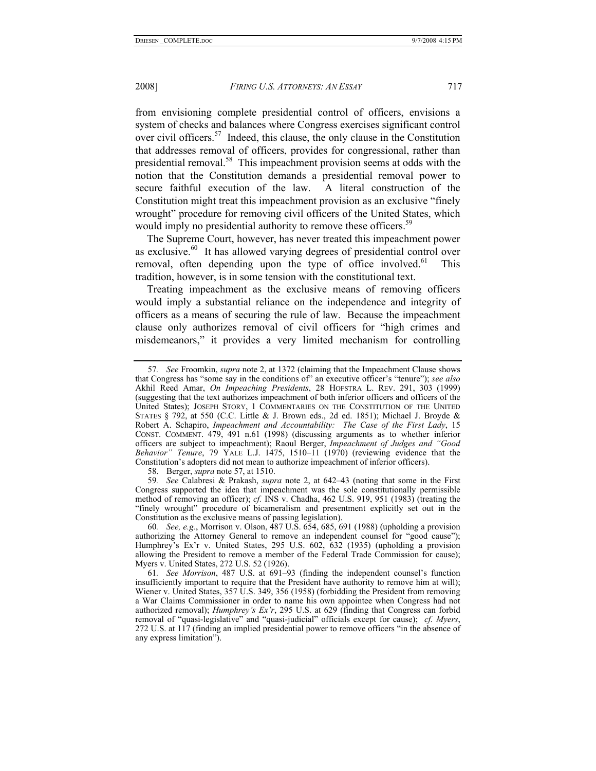from envisioning complete presidential control of officers, envisions a system of checks and balances where Congress exercises significant control over civil officers.[57] Indeed, this clause, the only clause in the Constitution that addresses removal of officers, provides for congressional, rather than presidential removal.[58] This impeachment provision seems at odds with the notion that the Constitution demands a presidential removal power to secure faithful execution of the law. A literal construction of the Constitution might treat this impeachment provision as an exclusive "finely wrought" procedure for removing civil officers of the United States, which would imply no presidential authority to remove these officers.[59]

The Supreme Court, however, has never treated this impeachment power as exclusive.[60] It has allowed varying degrees of presidential control over removal, often depending upon the type of office involved.[61] This tradition, however, is in some tension with the constitutional text.

Treating impeachment as the exclusive means of removing officers would imply a substantial reliance on the independence and integrity of officers as a means of securing the rule of law. Because the impeachment clause only authorizes removal of civil officers for "high crimes and misdemeanors," it provides a very limited mechanism for controlling

---

57. *See* Froomkin, *supra* note 2, at 1372 (claiming that the Impeachment Clause shows that Congress has "some say in the conditions of" an executive officer's "tenure"); *see also* Akhil Reed Amar, *On Impeaching Presidents*, 28 HOFSTRA L. REV. 291, 303 (1999) (suggesting that the text authorizes impeachment of both inferior officers and officers of the United States); JOSEPH STORY, 1 COMMENTARIES ON THE CONSTITUTION OF THE UNITED STATES § 792, at 550 (C.C. Little & J. Brown eds., 2d ed. 1851); Michael J. Broyde & Robert A. Schapiro, *Impeachment and Accountability: The Case of the First Lady*, 15 CONST. COMMENT. 479, 491 n.61 (1998) (discussing arguments as to whether inferior officers are subject to impeachment); Raoul Berger, *Impeachment of Judges and "Good Behavior" Tenure*, 79 YALE L.J. 1475, 1510–11 (1970) (reviewing evidence that the Constitution's adopters did not mean to authorize impeachment of inferior officers).

58. Berger, *supra* note 57, at 1510.

59. *See* Calabresi & Prakash, *supra* note 2, at 642–43 (noting that some in the First Congress supported the idea that impeachment was the sole constitutionally permissible method of removing an officer); *cf.* INS v. Chadha, 462 U.S. 919, 951 (1983) (treating the "finely wrought" procedure of bicameralism and presentment explicitly set out in the Constitution as the exclusive means of passing legislation).

60. *See, e.g.*, Morrison v. Olson, 487 U.S. 654, 685, 691 (1988) (upholding a provision authorizing the Attorney General to remove an independent counsel for "good cause"); Humphrey's Ex'r v. United States, 295 U.S. 602, 632 (1935) (upholding a provision allowing the President to remove a member of the Federal Trade Commission for cause); Myers v. United States, 272 U.S. 52 (1926).

61. *See Morrison*, 487 U.S. at 691–93 (finding the independent counsel's function insufficiently important to require that the President have authority to remove him at will); Wiener v. United States, 357 U.S. 349, 356 (1958) (forbidding the President from removing a War Claims Commissioner in order to name his own appointee when Congress had not authorized removal); *Humphrey's Ex'r*, 295 U.S. at 629 (finding that Congress can forbid removal of "quasi-legislative" and "quasi-judicial" officials except for cause); *cf. Myers*, 272 U.S. at 117 (finding an implied presidential power to remove officers "in the absence of any express limitation").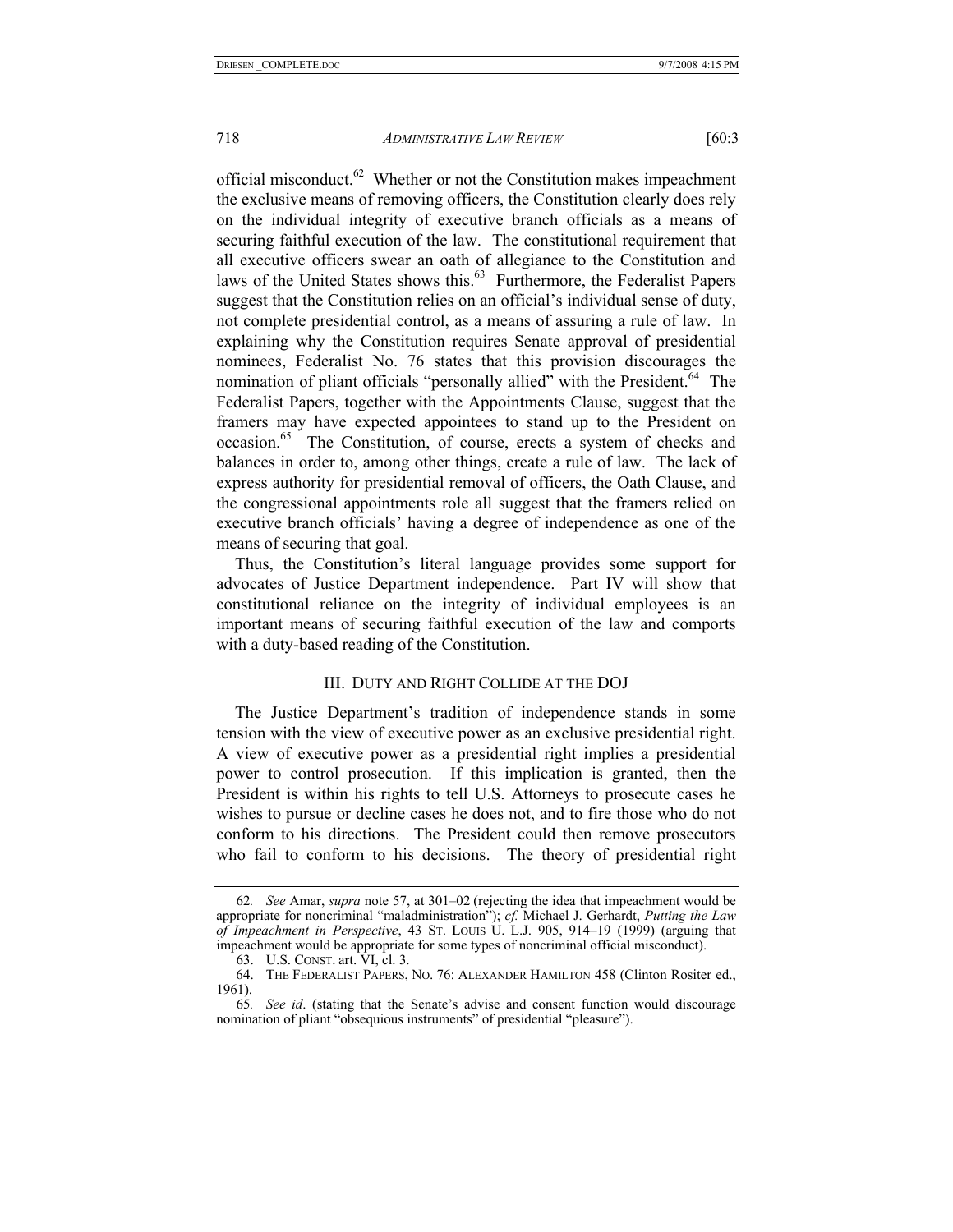official misconduct.[62] Whether or not the Constitution makes impeachment the exclusive means of removing officers, the Constitution clearly does rely on the individual integrity of executive branch officials as a means of securing faithful execution of the law. The constitutional requirement that all executive officers swear an oath of allegiance to the Constitution and laws of the United States shows this.[63] Furthermore, the Federalist Papers suggest that the Constitution relies on an official's individual sense of duty, not complete presidential control, as a means of assuring a rule of law. In explaining why the Constitution requires Senate approval of presidential nominees, Federalist No. 76 states that this provision discourages the nomination of pliant officials "personally allied" with the President.[64] The Federalist Papers, together with the Appointments Clause, suggest that the framers may have expected appointees to stand up to the President on occasion.[65] The Constitution, of course, erects a system of checks and balances in order to, among other things, create a rule of law. The lack of express authority for presidential removal of officers, the Oath Clause, and the congressional appointments role all suggest that the framers relied on executive branch officials' having a degree of independence as one of the means of securing that goal.

Thus, the Constitution's literal language provides some support for advocates of Justice Department independence. Part IV will show that constitutional reliance on the integrity of individual employees is an important means of securing faithful execution of the law and comports with a duty-based reading of the Constitution.

## III. Duty and Right Collide at the DOJ

The Justice Department's tradition of independence stands in some tension with the view of executive power as an exclusive presidential right. A view of executive power as a presidential right implies a presidential power to control prosecution. If this implication is granted, then the President is within his rights to tell U.S. Attorneys to prosecute cases he wishes to pursue or decline cases he does not, and to fire those who do not conform to his directions. The President could then remove prosecutors who fail to conform to his decisions. The theory of presidential right

---

62. *See* Amar, *supra* note 57, at 301–02 (rejecting the idea that impeachment would be appropriate for noncriminal "maladministration"); *cf.* Michael J. Gerhardt, *Putting the Law of Impeachment in Perspective*, 43 St. Louis U. L.J. 905, 914–19 (1999) (arguing that impeachment would be appropriate for some types of noncriminal official misconduct).

63. U.S. Const. art. VI, cl. 3.

64. The Federalist Papers, No. 76: Alexander Hamilton 458 (Clinton Rositer ed., 1961).

65. *See id*. (stating that the Senate's advise and consent function would discourage nomination of pliant "obsequious instruments" of presidential "pleasure").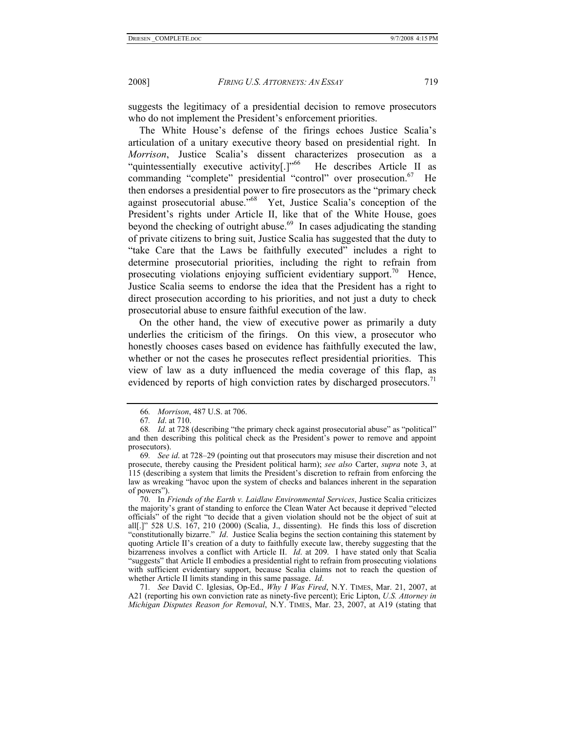suggests the legitimacy of a presidential decision to remove prosecutors who do not implement the President's enforcement priorities.

The White House's defense of the firings echoes Justice Scalia's articulation of a unitary executive theory based on presidential right. In *Morrison*, Justice Scalia's dissent characterizes prosecution as a "quintessentially executive activity[.]"[66] He describes Article II as commanding "complete" presidential "control" over prosecution.[67] He then endorses a presidential power to fire prosecutors as the "primary check against prosecutorial abuse."[68] Yet, Justice Scalia's conception of the President's rights under Article II, like that of the White House, goes beyond the checking of outright abuse.[69] In cases adjudicating the standing of private citizens to bring suit, Justice Scalia has suggested that the duty to "take Care that the Laws be faithfully executed" includes a right to determine prosecutorial priorities, including the right to refrain from prosecuting violations enjoying sufficient evidentiary support.[70] Hence, Justice Scalia seems to endorse the idea that the President has a right to direct prosecution according to his priorities, and not just a duty to check prosecutorial abuse to ensure faithful execution of the law.

On the other hand, the view of executive power as primarily a duty underlies the criticism of the firings. On this view, a prosecutor who honestly chooses cases based on evidence has faithfully executed the law, whether or not the cases he prosecutes reflect presidential priorities. This view of law as a duty influenced the media coverage of this flap, as evidenced by reports of high conviction rates by discharged prosecutors.[71]

---

66. *Morrison*, 487 U.S. at 706.

67. *Id*. at 710.

68. *Id.* at 728 (describing "the primary check against prosecutorial abuse" as "political" and then describing this political check as the President's power to remove and appoint prosecutors).

69. *See id*. at 728–29 (pointing out that prosecutors may misuse their discretion and not prosecute, thereby causing the President political harm); *see also* Carter, *supra* note 3, at 115 (describing a system that limits the President's discretion to refrain from enforcing the law as wreaking "havoc upon the system of checks and balances inherent in the separation of powers").

70. In *Friends of the Earth v. Laidlaw Environmental Services*, Justice Scalia criticizes the majority's grant of standing to enforce the Clean Water Act because it deprived "elected officials" of the right "to decide that a given violation should not be the object of suit at all[.]" 528 U.S. 167, 210 (2000) (Scalia, J., dissenting). He finds this loss of discretion "constitutionally bizarre." *Id*. Justice Scalia begins the section containing this statement by quoting Article II's creation of a duty to faithfully execute law, thereby suggesting that the bizarreness involves a conflict with Article II. *Id*. at 209. I have stated only that Scalia "suggests" that Article II embodies a presidential right to refrain from prosecuting violations with sufficient evidentiary support, because Scalia claims not to reach the question of whether Article II limits standing in this same passage. *Id*.

71. *See* David C. Iglesias, Op-Ed., *Why I Was Fired*, N.Y. TIMES, Mar. 21, 2007, at A21 (reporting his own conviction rate as ninety-five percent); Eric Lipton, *U.S. Attorney in Michigan Disputes Reason for Removal*, N.Y. TIMES, Mar. 23, 2007, at A19 (stating that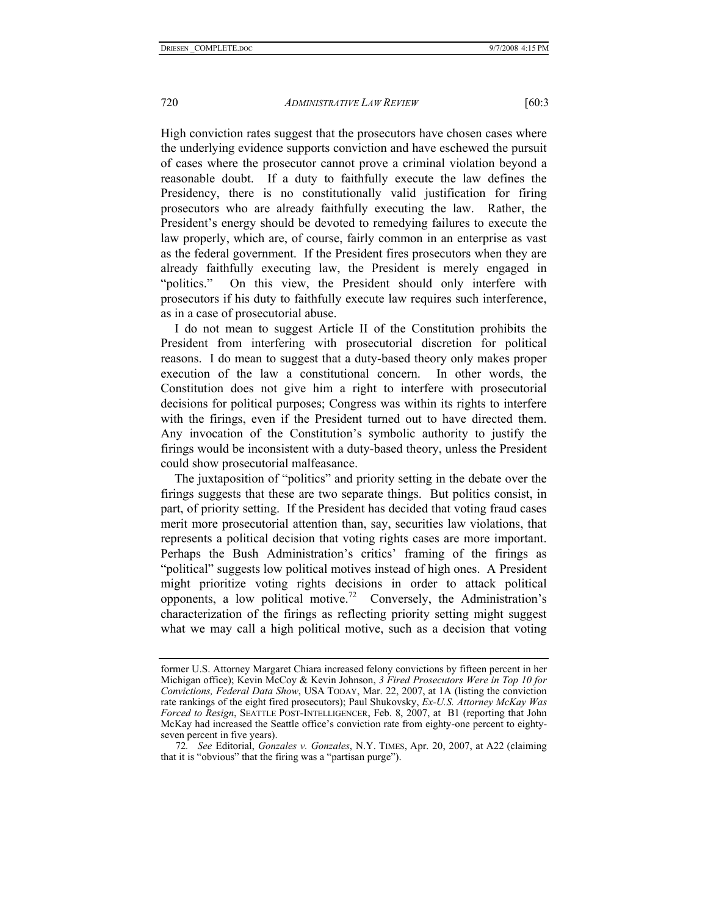High conviction rates suggest that the prosecutors have chosen cases where the underlying evidence supports conviction and have eschewed the pursuit of cases where the prosecutor cannot prove a criminal violation beyond a reasonable doubt. If a duty to faithfully execute the law defines the Presidency, there is no constitutionally valid justification for firing prosecutors who are already faithfully executing the law. Rather, the President's energy should be devoted to remedying failures to execute the law properly, which are, of course, fairly common in an enterprise as vast as the federal government. If the President fires prosecutors when they are already faithfully executing law, the President is merely engaged in "politics." On this view, the President should only interfere with prosecutors if his duty to faithfully execute law requires such interference, as in a case of prosecutorial abuse.

I do not mean to suggest Article II of the Constitution prohibits the President from interfering with prosecutorial discretion for political reasons. I do mean to suggest that a duty-based theory only makes proper execution of the law a constitutional concern. In other words, the Constitution does not give him a right to interfere with prosecutorial decisions for political purposes; Congress was within its rights to interfere with the firings, even if the President turned out to have directed them. Any invocation of the Constitution's symbolic authority to justify the firings would be inconsistent with a duty-based theory, unless the President could show prosecutorial malfeasance.

The juxtaposition of "politics" and priority setting in the debate over the firings suggests that these are two separate things. But politics consist, in part, of priority setting. If the President has decided that voting fraud cases merit more prosecutorial attention than, say, securities law violations, that represents a political decision that voting rights cases are more important. Perhaps the Bush Administration's critics' framing of the firings as "political" suggests low political motives instead of high ones. A President might prioritize voting rights decisions in order to attack political opponents, a low political motive.[72] Conversely, the Administration's characterization of the firings as reflecting priority setting might suggest what we may call a high political motive, such as a decision that voting

---

former U.S. Attorney Margaret Chiara increased felony convictions by fifteen percent in her Michigan office); Kevin McCoy & Kevin Johnson, *3 Fired Prosecutors Were in Top 10 for Convictions, Federal Data Show*, USA TODAY, Mar. 22, 2007, at 1A (listing the conviction rate rankings of the eight fired prosecutors); Paul Shukovsky, *Ex-U.S. Attorney McKay Was Forced to Resign*, SEATTLE POST-INTELLIGENCER, Feb. 8, 2007, at B1 (reporting that John McKay had increased the Seattle office's conviction rate from eighty-one percent to eighty-seven percent in five years).

72. *See* Editorial, *Gonzales v. Gonzales*, N.Y. TIMES, Apr. 20, 2007, at A22 (claiming that it is "obvious" that the firing was a "partisan purge").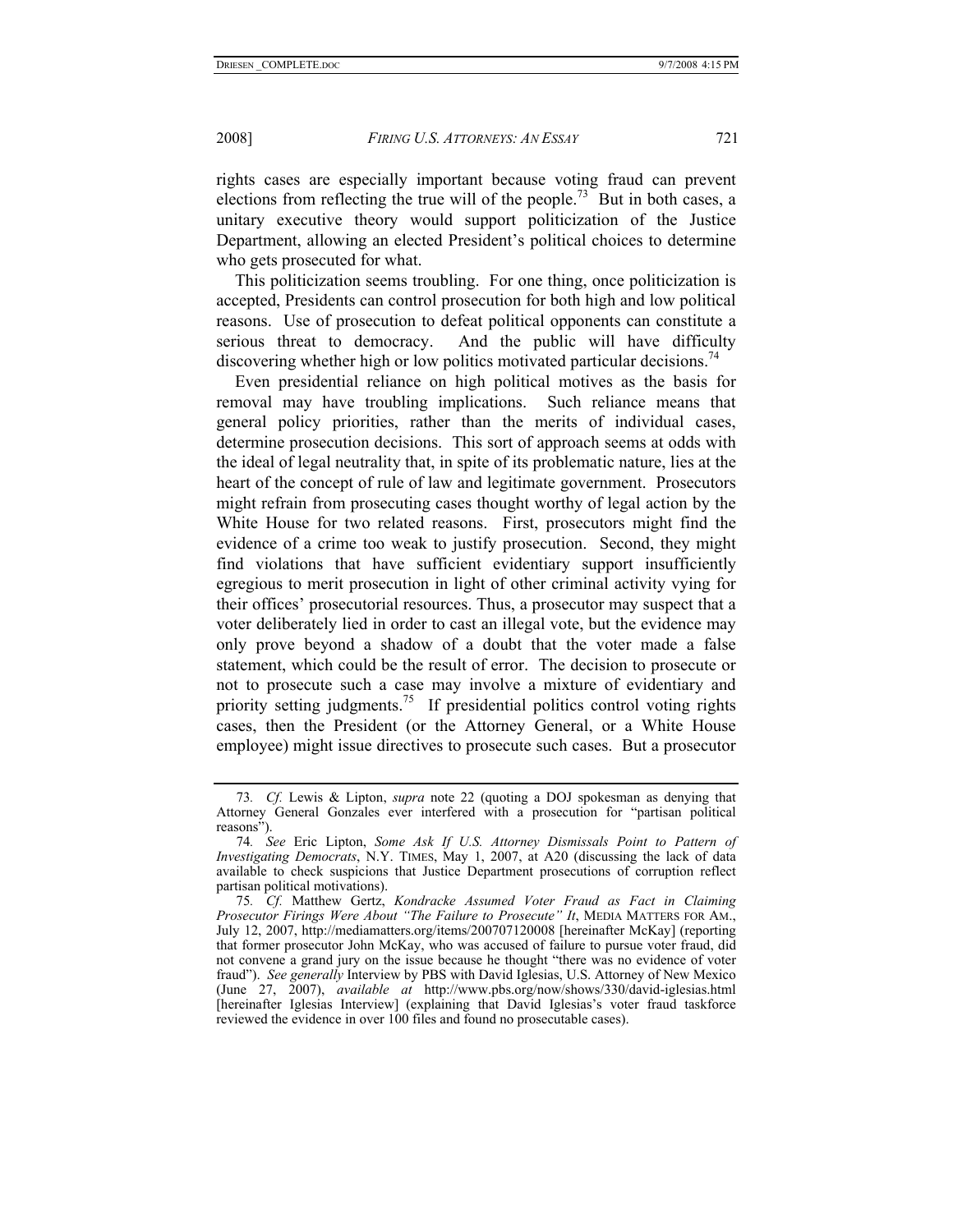rights cases are especially important because voting fraud can prevent elections from reflecting the true will of the people.[73] But in both cases, a unitary executive theory would support politicization of the Justice Department, allowing an elected President's political choices to determine who gets prosecuted for what.

This politicization seems troubling. For one thing, once politicization is accepted, Presidents can control prosecution for both high and low political reasons. Use of prosecution to defeat political opponents can constitute a serious threat to democracy. And the public will have difficulty discovering whether high or low politics motivated particular decisions.[74]

Even presidential reliance on high political motives as the basis for removal may have troubling implications. Such reliance means that general policy priorities, rather than the merits of individual cases, determine prosecution decisions. This sort of approach seems at odds with the ideal of legal neutrality that, in spite of its problematic nature, lies at the heart of the concept of rule of law and legitimate government. Prosecutors might refrain from prosecuting cases thought worthy of legal action by the White House for two related reasons. First, prosecutors might find the evidence of a crime too weak to justify prosecution. Second, they might find violations that have sufficient evidentiary support insufficiently egregious to merit prosecution in light of other criminal activity vying for their offices' prosecutorial resources. Thus, a prosecutor may suspect that a voter deliberately lied in order to cast an illegal vote, but the evidence may only prove beyond a shadow of a doubt that the voter made a false statement, which could be the result of error. The decision to prosecute or not to prosecute such a case may involve a mixture of evidentiary and priority setting judgments.[75] If presidential politics control voting rights cases, then the President (or the Attorney General, or a White House employee) might issue directives to prosecute such cases. But a prosecutor

---

73. *Cf.* Lewis & Lipton, *supra* note 22 (quoting a DOJ spokesman as denying that Attorney General Gonzales ever interfered with a prosecution for "partisan political reasons").

74. *See* Eric Lipton, *Some Ask If U.S. Attorney Dismissals Point to Pattern of Investigating Democrats*, N.Y. TIMES, May 1, 2007, at A20 (discussing the lack of data available to check suspicions that Justice Department prosecutions of corruption reflect partisan political motivations).

75. *Cf.* Matthew Gertz, *Kondracke Assumed Voter Fraud as Fact in Claiming Prosecutor Firings Were About "The Failure to Prosecute" It*, MEDIA MATTERS FOR AM., July 12, 2007, http://mediamatters.org/items/200707120008 [hereinafter McKay] (reporting that former prosecutor John McKay, who was accused of failure to pursue voter fraud, did not convene a grand jury on the issue because he thought "there was no evidence of voter fraud"). *See generally* Interview by PBS with David Iglesias, U.S. Attorney of New Mexico (June 27, 2007), *available at* http://www.pbs.org/now/shows/330/david-iglesias.html [hereinafter Iglesias Interview] (explaining that David Iglesias's voter fraud taskforce reviewed the evidence in over 100 files and found no prosecutable cases).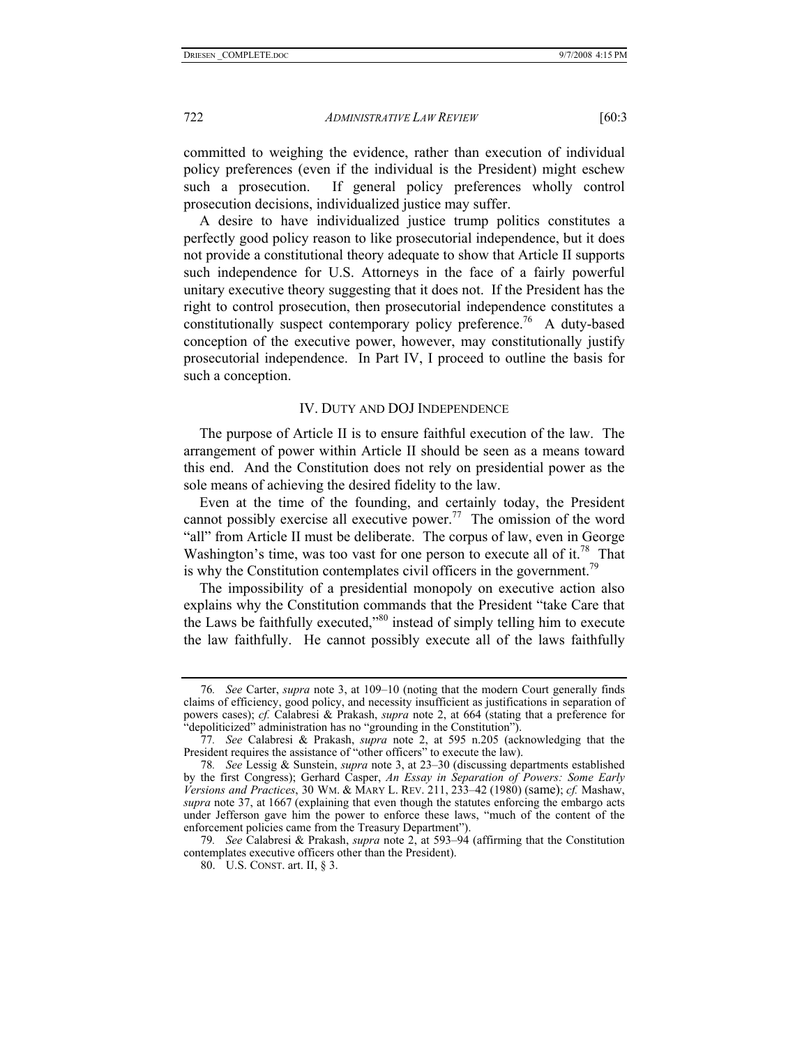committed to weighing the evidence, rather than execution of individual policy preferences (even if the individual is the President) might eschew such a prosecution. If general policy preferences wholly control prosecution decisions, individualized justice may suffer.

A desire to have individualized justice trump politics constitutes a perfectly good policy reason to like prosecutorial independence, but it does not provide a constitutional theory adequate to show that Article II supports such independence for U.S. Attorneys in the face of a fairly powerful unitary executive theory suggesting that it does not. If the President has the right to control prosecution, then prosecutorial independence constitutes a constitutionally suspect contemporary policy preference.[76] A duty-based conception of the executive power, however, may constitutionally justify prosecutorial independence. In Part IV, I proceed to outline the basis for such a conception.

## IV. Duty and DOJ Independence

The purpose of Article II is to ensure faithful execution of the law. The arrangement of power within Article II should be seen as a means toward this end. And the Constitution does not rely on presidential power as the sole means of achieving the desired fidelity to the law.

Even at the time of the founding, and certainly today, the President cannot possibly exercise all executive power.[77] The omission of the word "all" from Article II must be deliberate. The corpus of law, even in George Washington's time, was too vast for one person to execute all of it.[78] That is why the Constitution contemplates civil officers in the government.[79]

The impossibility of a presidential monopoly on executive action also explains why the Constitution commands that the President "take Care that the Laws be faithfully executed,"[80] instead of simply telling him to execute the law faithfully. He cannot possibly execute all of the laws faithfully

---

76. *See* Carter, *supra* note 3, at 109–10 (noting that the modern Court generally finds claims of efficiency, good policy, and necessity insufficient as justifications in separation of powers cases); *cf.* Calabresi & Prakash, *supra* note 2, at 664 (stating that a preference for "depoliticized" administration has no "grounding in the Constitution").

77. *See* Calabresi & Prakash, *supra* note 2, at 595 n.205 (acknowledging that the President requires the assistance of "other officers" to execute the law).

78. *See* Lessig & Sunstein, *supra* note 3, at 23–30 (discussing departments established by the first Congress); Gerhard Casper, *An Essay in Separation of Powers: Some Early Versions and Practices*, 30 WM. & MARY L. REV. 211, 233–42 (1980) (same); *cf.* Mashaw, *supra* note 37, at 1667 (explaining that even though the statutes enforcing the embargo acts under Jefferson gave him the power to enforce these laws, "much of the content of the enforcement policies came from the Treasury Department").

79. *See* Calabresi & Prakash, *supra* note 2, at 593–94 (affirming that the Constitution contemplates executive officers other than the President).

80. U.S. CONST. art. II, § 3.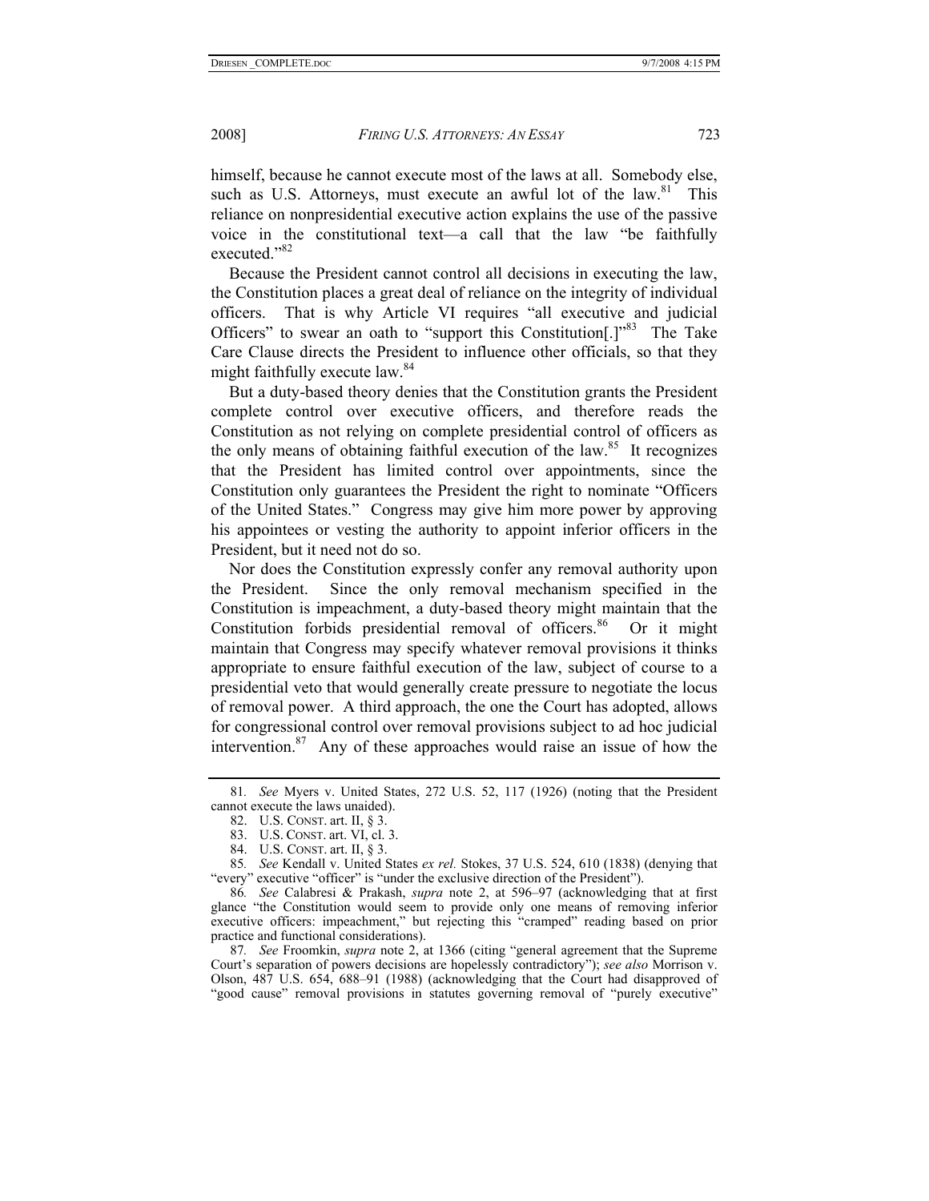himself, because he cannot execute most of the laws at all. Somebody else, such as U.S. Attorneys, must execute an awful lot of the law.[81] This reliance on nonpresidential executive action explains the use of the passive voice in the constitutional text—a call that the law "be faithfully executed."[82]

Because the President cannot control all decisions in executing the law, the Constitution places a great deal of reliance on the integrity of individual officers. That is why Article VI requires "all executive and judicial Officers" to swear an oath to "support this Constitution[.]"[83] The Take Care Clause directs the President to influence other officials, so that they might faithfully execute law.[84]

But a duty-based theory denies that the Constitution grants the President complete control over executive officers, and therefore reads the Constitution as not relying on complete presidential control of officers as the only means of obtaining faithful execution of the law.[85] It recognizes that the President has limited control over appointments, since the Constitution only guarantees the President the right to nominate "Officers of the United States." Congress may give him more power by approving his appointees or vesting the authority to appoint inferior officers in the President, but it need not do so.

Nor does the Constitution expressly confer any removal authority upon the President. Since the only removal mechanism specified in the Constitution is impeachment, a duty-based theory might maintain that the Constitution forbids presidential removal of officers.[86] Or it might maintain that Congress may specify whatever removal provisions it thinks appropriate to ensure faithful execution of the law, subject of course to a presidential veto that would generally create pressure to negotiate the locus of removal power. A third approach, the one the Court has adopted, allows for congressional control over removal provisions subject to ad hoc judicial intervention.[87] Any of these approaches would raise an issue of how the

---

81. *See* Myers v. United States, 272 U.S. 52, 117 (1926) (noting that the President cannot execute the laws unaided).

82. U.S. CONST. art. II, § 3.

83. U.S. CONST. art. VI, cl. 3.

84. U.S. CONST. art. II, § 3.

85. *See* Kendall v. United States *ex rel.* Stokes, 37 U.S. 524, 610 (1838) (denying that "every" executive "officer" is "under the exclusive direction of the President").

86. *See* Calabresi & Prakash, *supra* note 2, at 596–97 (acknowledging that at first glance "the Constitution would seem to provide only one means of removing inferior executive officers: impeachment," but rejecting this "cramped" reading based on prior practice and functional considerations).

87. *See* Froomkin, *supra* note 2, at 1366 (citing "general agreement that the Supreme Court's separation of powers decisions are hopelessly contradictory"); *see also* Morrison v. Olson, 487 U.S. 654, 688–91 (1988) (acknowledging that the Court had disapproved of "good cause" removal provisions in statutes governing removal of "purely executive"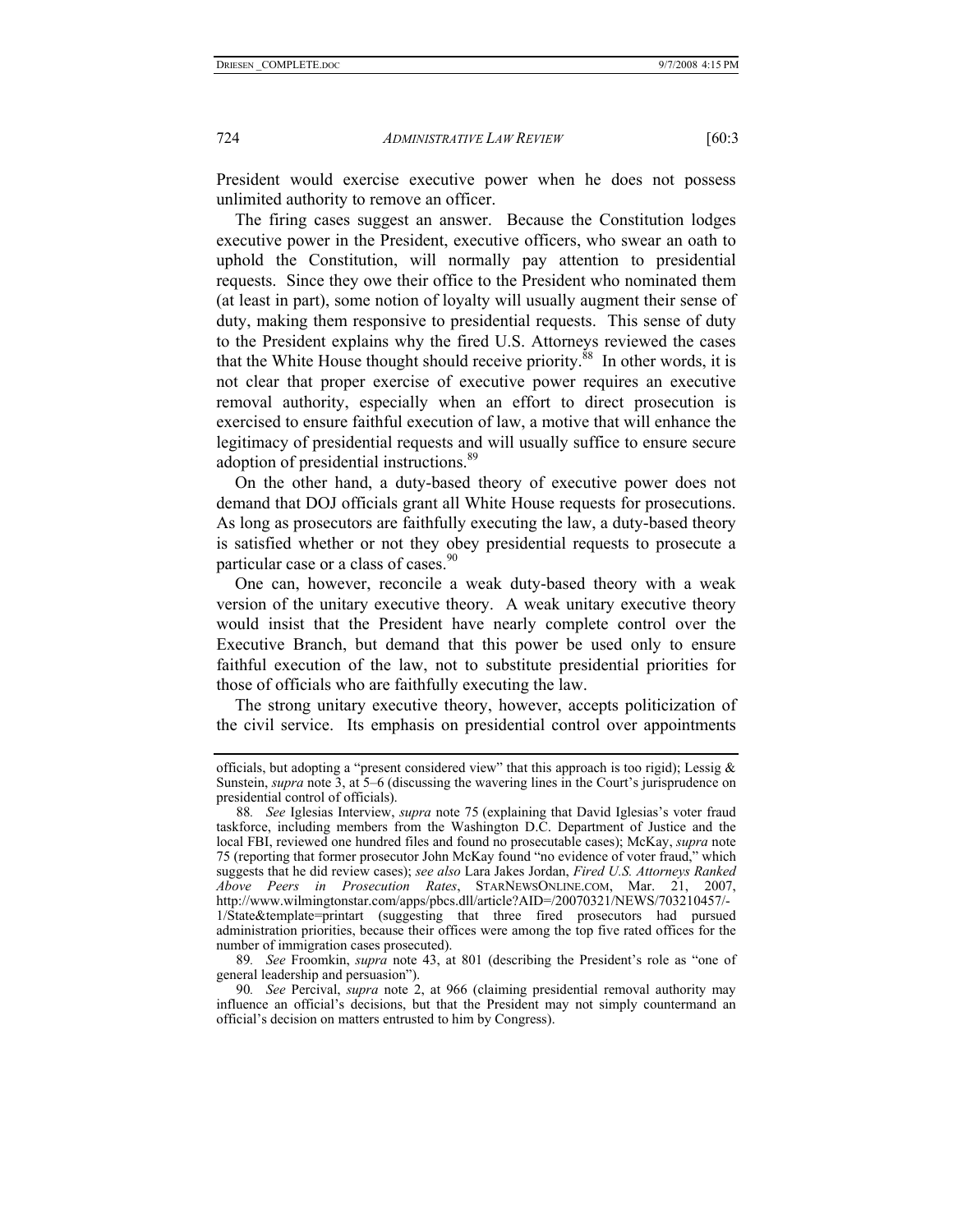President would exercise executive power when he does not possess unlimited authority to remove an officer.

The firing cases suggest an answer. Because the Constitution lodges executive power in the President, executive officers, who swear an oath to uphold the Constitution, will normally pay attention to presidential requests. Since they owe their office to the President who nominated them (at least in part), some notion of loyalty will usually augment their sense of duty, making them responsive to presidential requests. This sense of duty to the President explains why the fired U.S. Attorneys reviewed the cases that the White House thought should receive priority.[88] In other words, it is not clear that proper exercise of executive power requires an executive removal authority, especially when an effort to direct prosecution is exercised to ensure faithful execution of law, a motive that will enhance the legitimacy of presidential requests and will usually suffice to ensure secure adoption of presidential instructions.[89]

On the other hand, a duty-based theory of executive power does not demand that DOJ officials grant all White House requests for prosecutions. As long as prosecutors are faithfully executing the law, a duty-based theory is satisfied whether or not they obey presidential requests to prosecute a particular case or a class of cases.[90]

One can, however, reconcile a weak duty-based theory with a weak version of the unitary executive theory. A weak unitary executive theory would insist that the President have nearly complete control over the Executive Branch, but demand that this power be used only to ensure faithful execution of the law, not to substitute presidential priorities for those of officials who are faithfully executing the law.

The strong unitary executive theory, however, accepts politicization of the civil service. Its emphasis on presidential control over appointments

---

officials, but adopting a "present considered view" that this approach is too rigid); Lessig & Sunstein, *supra* note 3, at 5–6 (discussing the wavering lines in the Court's jurisprudence on presidential control of officials).

88. *See* Iglesias Interview, *supra* note 75 (explaining that David Iglesias's voter fraud taskforce, including members from the Washington D.C. Department of Justice and the local FBI, reviewed one hundred files and found no prosecutable cases); McKay, *supra* note 75 (reporting that former prosecutor John McKay found "no evidence of voter fraud," which suggests that he did review cases); *see also* Lara Jakes Jordan, *Fired U.S. Attorneys Ranked Above Peers in Prosecution Rates*, STARNEWSONLINE.COM, Mar. 21, 2007, http://www.wilmingtonstar.com/apps/pbcs.dll/article?AID=/20070321/NEWS/703210457/-1/State&template=printart (suggesting that three fired prosecutors had pursued administration priorities, because their offices were among the top five rated offices for the number of immigration cases prosecuted).

89. *See* Froomkin, *supra* note 43, at 801 (describing the President's role as "one of general leadership and persuasion").

90. *See* Percival, *supra* note 2, at 966 (claiming presidential removal authority may influence an official's decisions, but that the President may not simply countermand an official's decision on matters entrusted to him by Congress).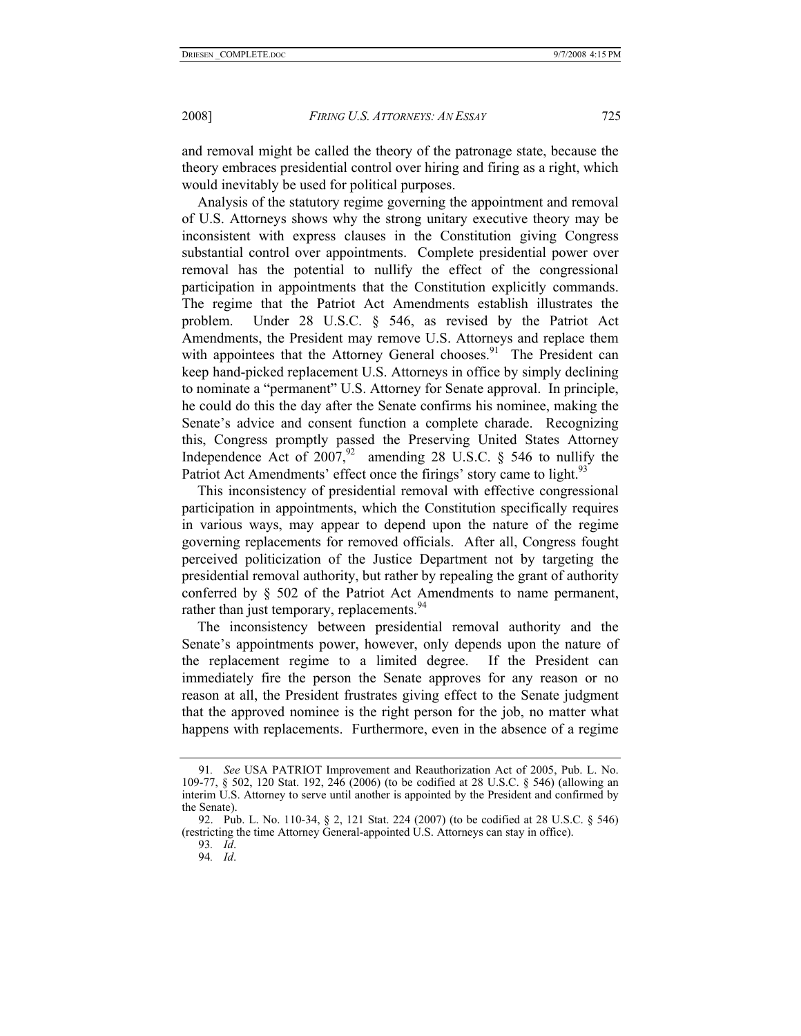and removal might be called the theory of the patronage state, because the theory embraces presidential control over hiring and firing as a right, which would inevitably be used for political purposes.

Analysis of the statutory regime governing the appointment and removal of U.S. Attorneys shows why the strong unitary executive theory may be inconsistent with express clauses in the Constitution giving Congress substantial control over appointments. Complete presidential power over removal has the potential to nullify the effect of the congressional participation in appointments that the Constitution explicitly commands. The regime that the Patriot Act Amendments establish illustrates the problem. Under 28 U.S.C. § 546, as revised by the Patriot Act Amendments, the President may remove U.S. Attorneys and replace them with appointees that the Attorney General chooses.[91] The President can keep hand-picked replacement U.S. Attorneys in office by simply declining to nominate a "permanent" U.S. Attorney for Senate approval. In principle, he could do this the day after the Senate confirms his nominee, making the Senate's advice and consent function a complete charade. Recognizing this, Congress promptly passed the Preserving United States Attorney Independence Act of 2007,[92] amending 28 U.S.C. § 546 to nullify the Patriot Act Amendments' effect once the firings' story came to light.[93]

This inconsistency of presidential removal with effective congressional participation in appointments, which the Constitution specifically requires in various ways, may appear to depend upon the nature of the regime governing replacements for removed officials. After all, Congress fought perceived politicization of the Justice Department not by targeting the presidential removal authority, but rather by repealing the grant of authority conferred by § 502 of the Patriot Act Amendments to name permanent, rather than just temporary, replacements.[94]

The inconsistency between presidential removal authority and the Senate's appointments power, however, only depends upon the nature of the replacement regime to a limited degree. If the President can immediately fire the person the Senate approves for any reason or no reason at all, the President frustrates giving effect to the Senate judgment that the approved nominee is the right person for the job, no matter what happens with replacements. Furthermore, even in the absence of a regime

---

91. *See* USA PATRIOT Improvement and Reauthorization Act of 2005, Pub. L. No. 109-77, § 502, 120 Stat. 192, 246 (2006) (to be codified at 28 U.S.C. § 546) (allowing an interim U.S. Attorney to serve until another is appointed by the President and confirmed by the Senate).

92. Pub. L. No. 110-34, § 2, 121 Stat. 224 (2007) (to be codified at 28 U.S.C. § 546) (restricting the time Attorney General-appointed U.S. Attorneys can stay in office).

93. *Id*.

94. *Id*.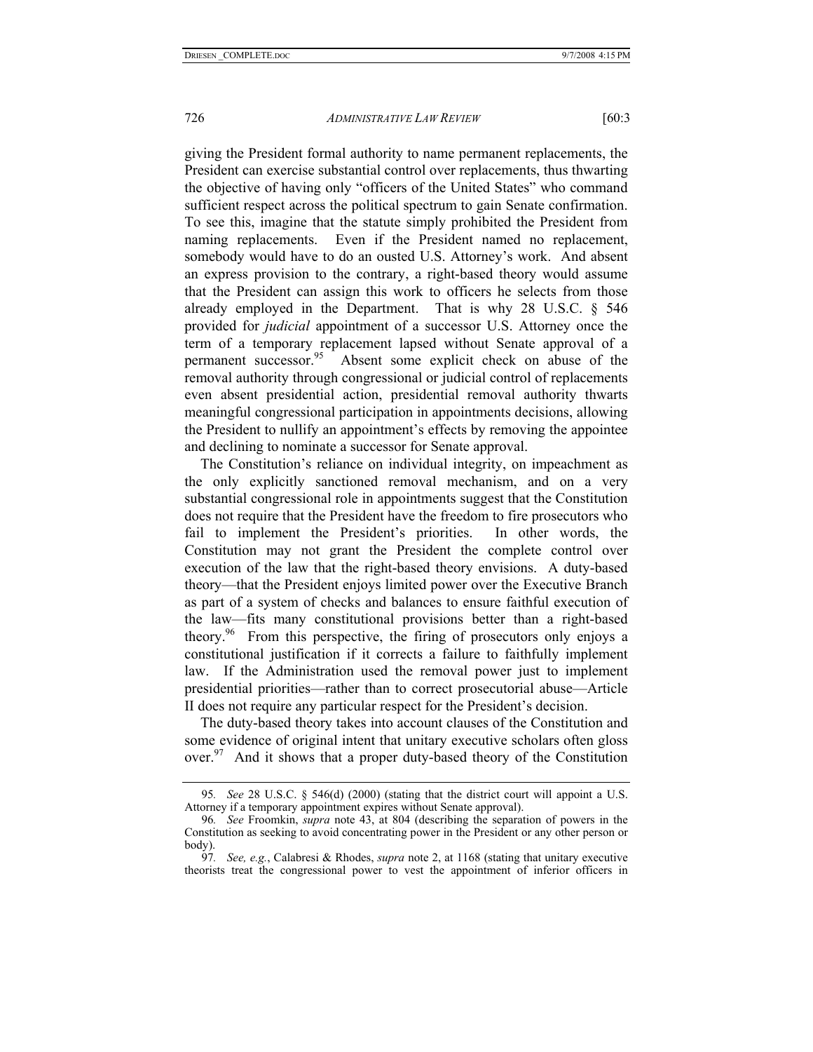giving the President formal authority to name permanent replacements, the President can exercise substantial control over replacements, thus thwarting the objective of having only "officers of the United States" who command sufficient respect across the political spectrum to gain Senate confirmation. To see this, imagine that the statute simply prohibited the President from naming replacements. Even if the President named no replacement, somebody would have to do an ousted U.S. Attorney's work. And absent an express provision to the contrary, a right-based theory would assume that the President can assign this work to officers he selects from those already employed in the Department. That is why 28 U.S.C. § 546 provided for *judicial* appointment of a successor U.S. Attorney once the term of a temporary replacement lapsed without Senate approval of a permanent successor.[95] Absent some explicit check on abuse of the removal authority through congressional or judicial control of replacements even absent presidential action, presidential removal authority thwarts meaningful congressional participation in appointments decisions, allowing the President to nullify an appointment's effects by removing the appointee and declining to nominate a successor for Senate approval.

The Constitution's reliance on individual integrity, on impeachment as the only explicitly sanctioned removal mechanism, and on a very substantial congressional role in appointments suggest that the Constitution does not require that the President have the freedom to fire prosecutors who fail to implement the President's priorities. In other words, the Constitution may not grant the President the complete control over execution of the law that the right-based theory envisions. A duty-based theory—that the President enjoys limited power over the Executive Branch as part of a system of checks and balances to ensure faithful execution of the law—fits many constitutional provisions better than a right-based theory.[96] From this perspective, the firing of prosecutors only enjoys a constitutional justification if it corrects a failure to faithfully implement law. If the Administration used the removal power just to implement presidential priorities—rather than to correct prosecutorial abuse—Article II does not require any particular respect for the President's decision.

The duty-based theory takes into account clauses of the Constitution and some evidence of original intent that unitary executive scholars often gloss over.[97] And it shows that a proper duty-based theory of the Constitution

---

95. *See* 28 U.S.C. § 546(d) (2000) (stating that the district court will appoint a U.S. Attorney if a temporary appointment expires without Senate approval).

96. *See* Froomkin, *supra* note 43, at 804 (describing the separation of powers in the Constitution as seeking to avoid concentrating power in the President or any other person or body).

97. *See, e.g.*, Calabresi & Rhodes, *supra* note 2, at 1168 (stating that unitary executive theorists treat the congressional power to vest the appointment of inferior officers in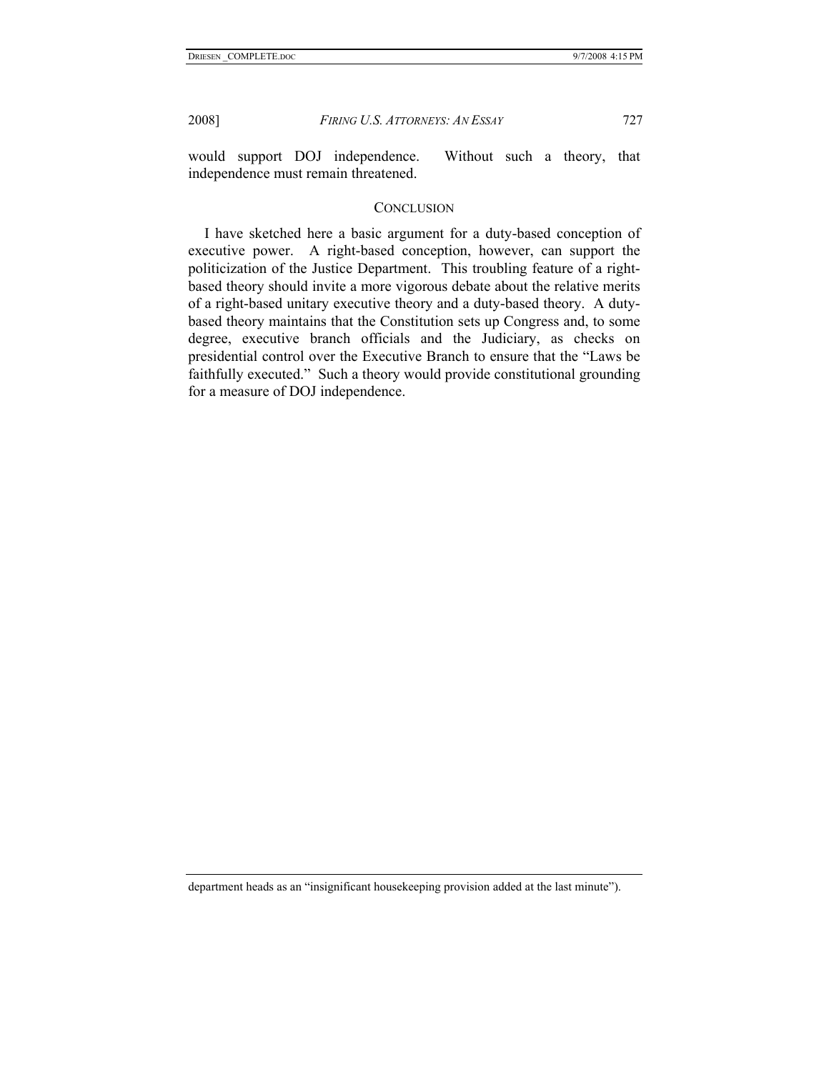would support DOJ independence. Without such a theory, that independence must remain threatened.

## CONCLUSION

I have sketched here a basic argument for a duty-based conception of executive power. A right-based conception, however, can support the politicization of the Justice Department. This troubling feature of a right-based theory should invite a more vigorous debate about the relative merits of a right-based unitary executive theory and a duty-based theory. A duty-based theory maintains that the Constitution sets up Congress and, to some degree, executive branch officials and the Judiciary, as checks on presidential control over the Executive Branch to ensure that the "Laws be faithfully executed." Such a theory would provide constitutional grounding for a measure of DOJ independence.

---

department heads as an "insignificant housekeeping provision added at the last minute").